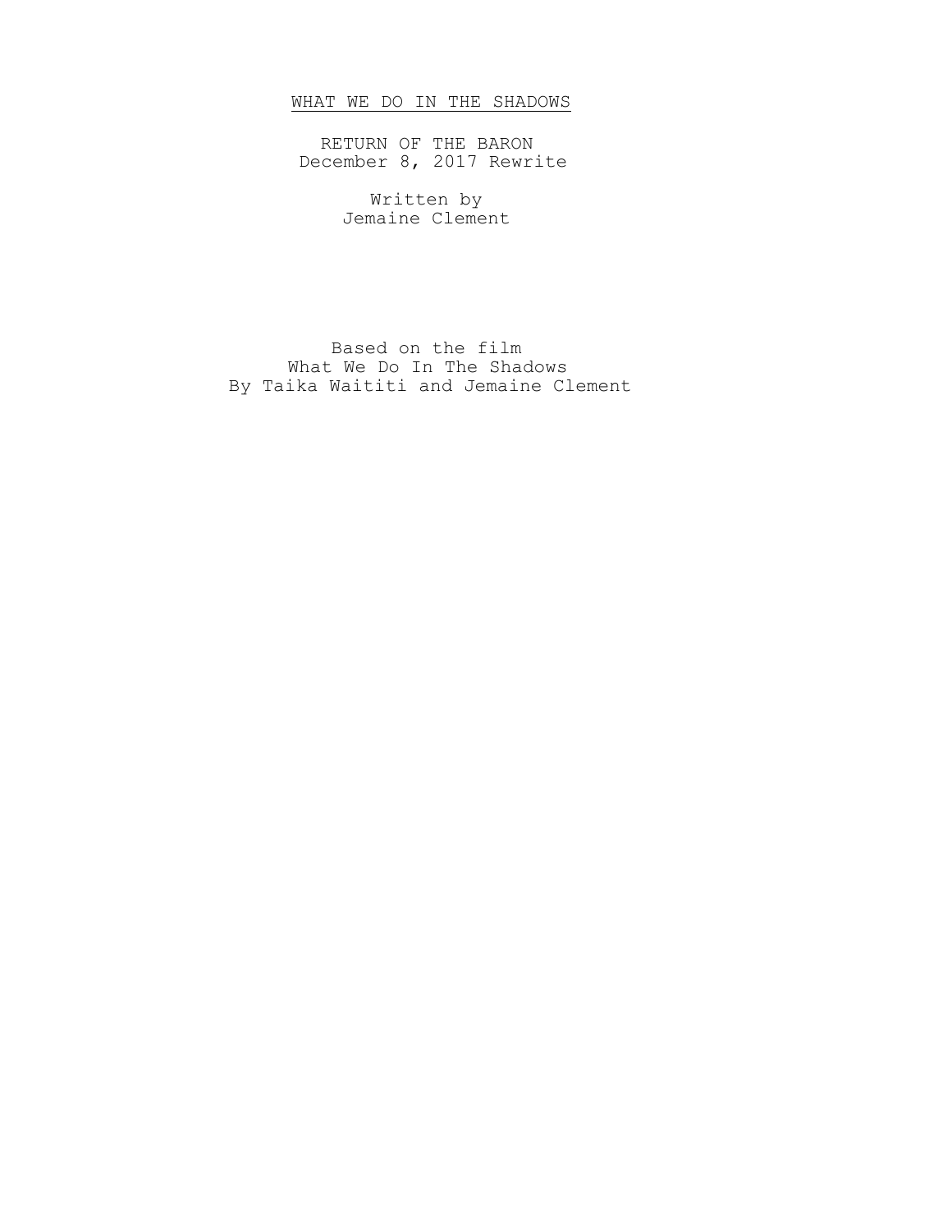# <u>WHAT WE DO IN THE SHADOWS</u>

RETURN OF THE BARON
December 8, 2017 Rewrite

Written by
Jemaine Clement

Based on the film
What We Do In The Shadows
By Taika Waititi and Jemaine Clement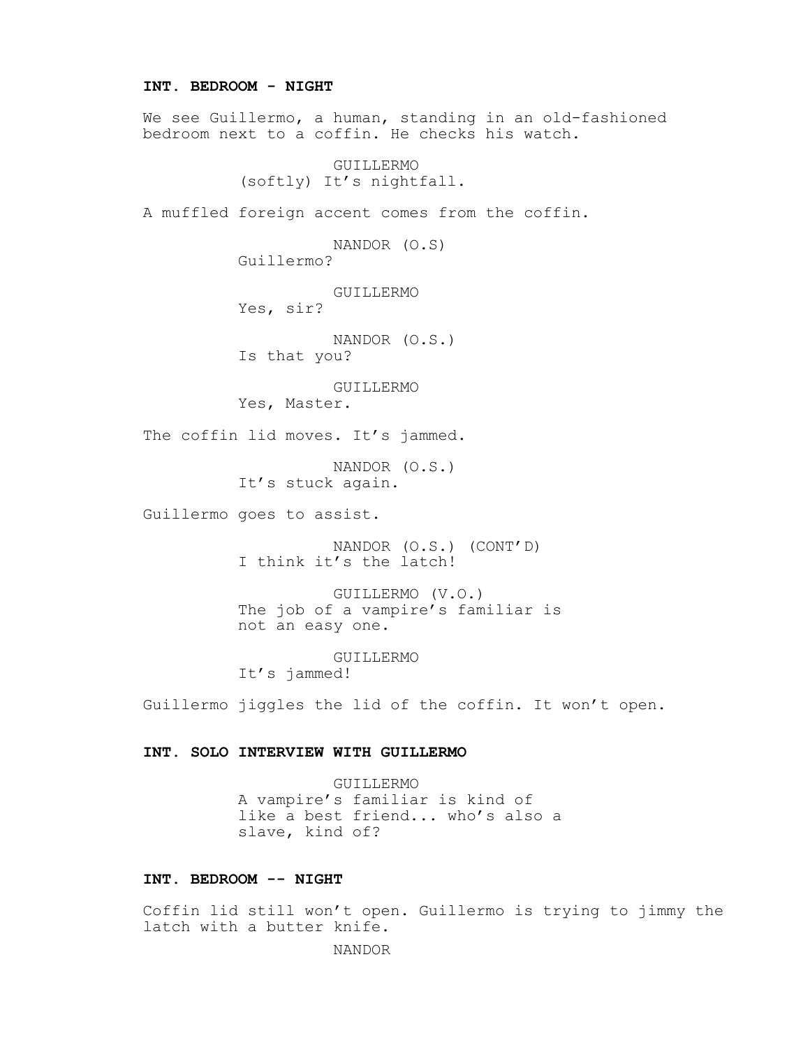**INT. BEDROOM - NIGHT**

We see Guillermo, a human, standing in an old-fashioned bedroom next to a coffin. He checks his watch.

GUILLERMO
(softly) It's nightfall.

A muffled foreign accent comes from the coffin.

NANDOR (O.S)
Guillermo?

GUILLERMO
Yes, sir?

NANDOR (O.S.)
Is that you?

GUILLERMO
Yes, Master.

The coffin lid moves. It's jammed.

NANDOR (O.S.)
It's stuck again.

Guillermo goes to assist.

NANDOR (O.S.) (CONT'D)
I think it's the latch!

GUILLERMO (V.O.)
The job of a vampire's familiar is not an easy one.

GUILLERMO
It's jammed!

Guillermo jiggles the lid of the coffin. It won't open.

**INT. SOLO INTERVIEW WITH GUILLERMO**

GUILLERMO
A vampire's familiar is kind of like a best friend... who's also a slave, kind of?

**INT. BEDROOM -- NIGHT**

Coffin lid still won't open. Guillermo is trying to jimmy the latch with a butter knife.

NANDOR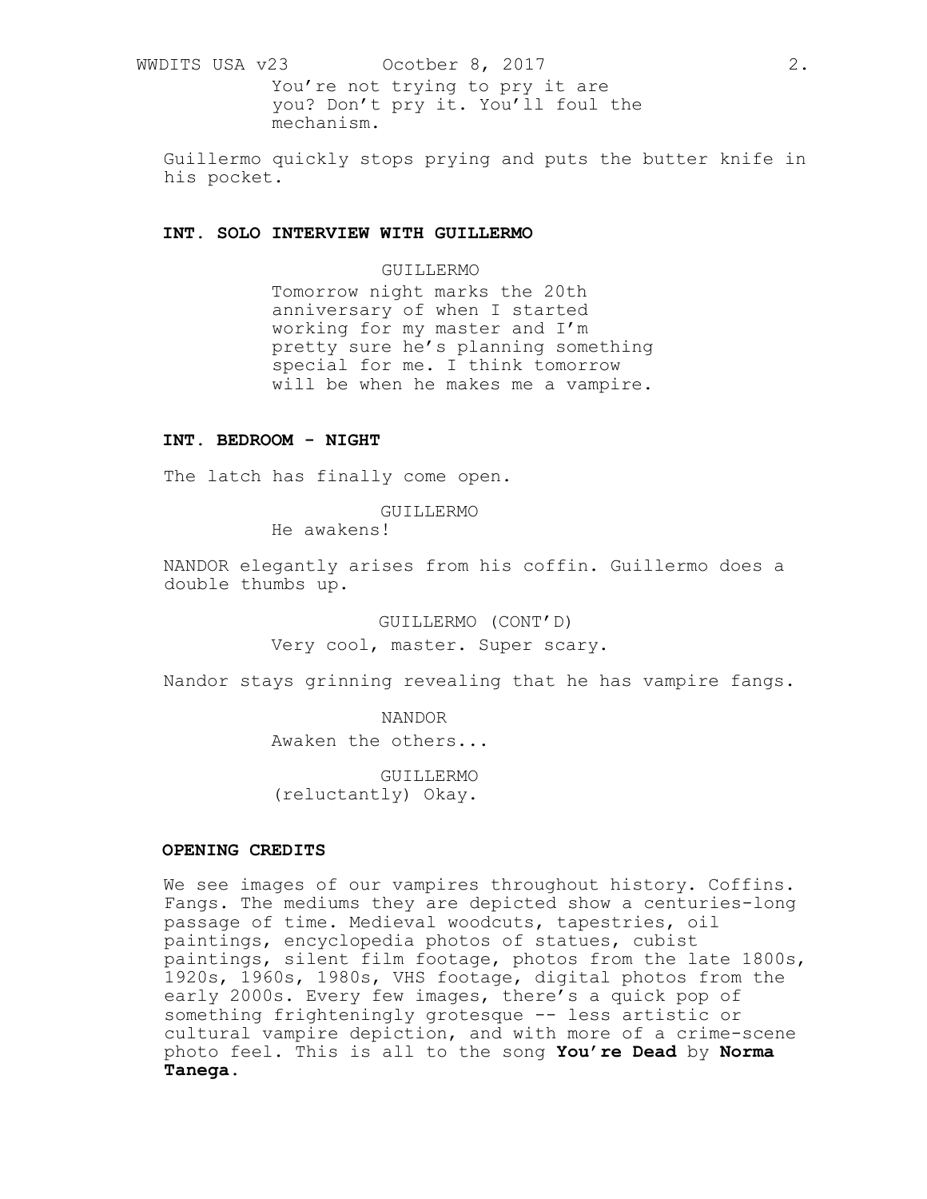You're not trying to pry it are you? Don't pry it. You'll foul the mechanism.

Guillermo quickly stops prying and puts the butter knife in his pocket.

**INT. SOLO INTERVIEW WITH GUILLERMO**

GUILLERMO
Tomorrow night marks the 20th anniversary of when I started working for my master and I'm pretty sure he's planning something special for me. I think tomorrow will be when he makes me a vampire.

**INT. BEDROOM - NIGHT**

The latch has finally come open.

GUILLERMO
He awakens!

NANDOR elegantly arises from his coffin. Guillermo does a double thumbs up.

GUILLERMO (CONT'D)
Very cool, master. Super scary.

Nandor stays grinning revealing that he has vampire fangs.

NANDOR
Awaken the others...

GUILLERMO
(reluctantly) Okay.

**OPENING CREDITS**

We see images of our vampires throughout history. Coffins. Fangs. The mediums they are depicted show a centuries-long passage of time. Medieval woodcuts, tapestries, oil paintings, encyclopedia photos of statues, cubist paintings, silent film footage, photos from the late 1800s, 1920s, 1960s, 1980s, VHS footage, digital photos from the early 2000s. Every few images, there's a quick pop of something frighteningly grotesque -- less artistic or cultural vampire depiction, and with more of a crime-scene photo feel. This is all to the song **You're Dead** by **Norma Tanega**.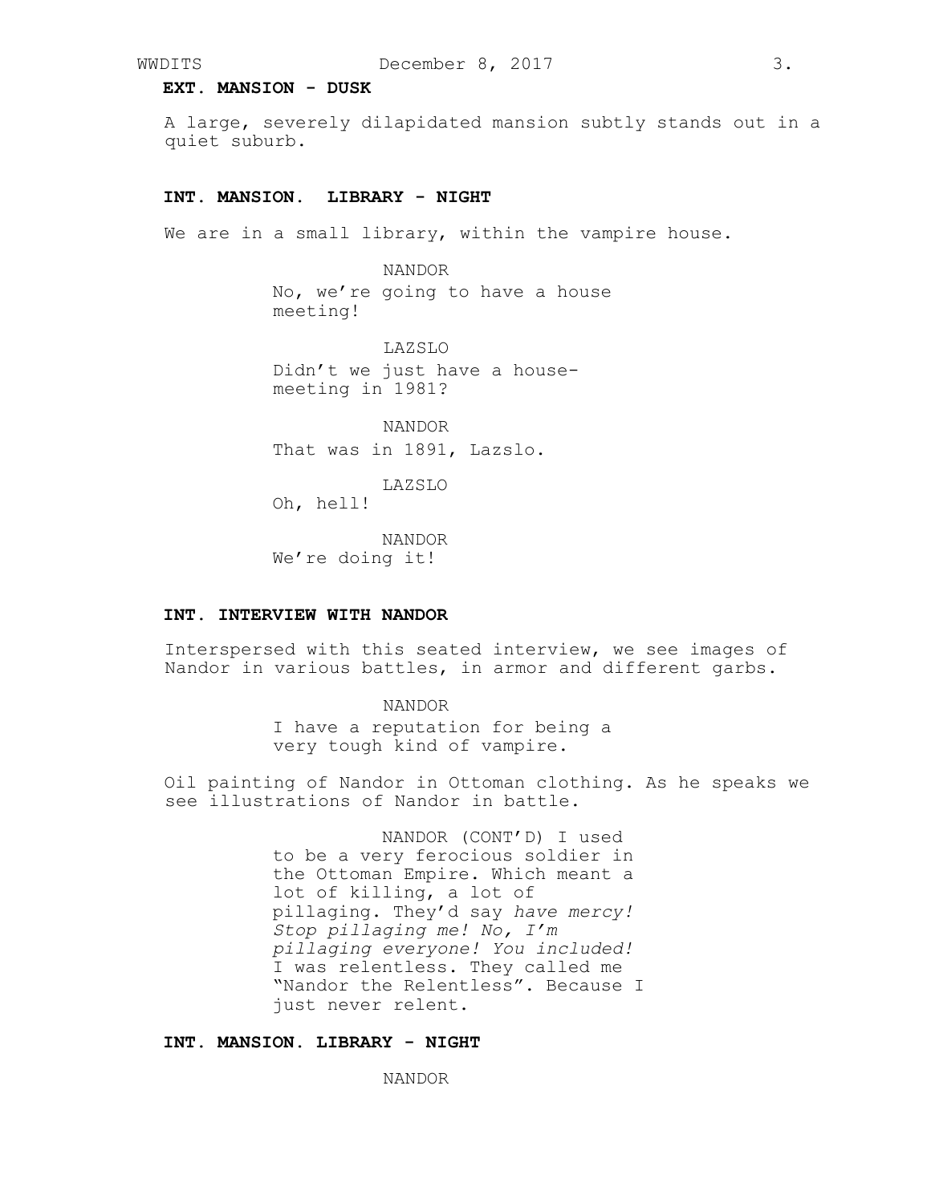**EXT. MANSION - DUSK**

A large, severely dilapidated mansion subtly stands out in a quiet suburb.

**INT. MANSION. LIBRARY - NIGHT**

We are in a small library, within the vampire house.

NANDOR
No, we’re going to have a house meeting!

LAZSLO
Didn’t we just have a house-meeting in 1981?

NANDOR
That was in 1891, Lazslo.

LAZSLO
Oh, hell!

NANDOR
We’re doing it!

**INT. INTERVIEW WITH NANDOR**

Interspersed with this seated interview, we see images of Nandor in various battles, in armor and different garbs.

NANDOR
I have a reputation for being a very tough kind of vampire.

Oil painting of Nandor in Ottoman clothing. As he speaks we see illustrations of Nandor in battle.

NANDOR (CONT’D) I used to be a very ferocious soldier in the Ottoman Empire. Which meant a lot of killing, a lot of pillaging. They’d say *have mercy! Stop pillaging me! No, I’m pillaging everyone! You included!* I was relentless. They called me “Nandor the Relentless”. Because I just never relent.

**INT. MANSION. LIBRARY - NIGHT**

NANDOR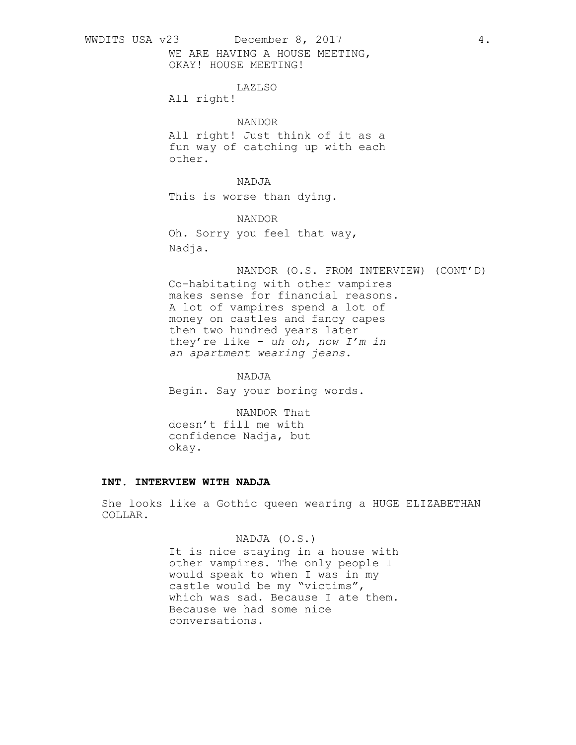WE ARE HAVING A HOUSE MEETING,
OKAY! HOUSE MEETING!

LAZLSO

All right!

NANDOR

All right! Just think of it as a fun way of catching up with each other.

NADJA

This is worse than dying.

NANDOR

Oh. Sorry you feel that way, Nadja.

NANDOR (O.S. FROM INTERVIEW) (CONT'D)

Co-habitating with other vampires makes sense for financial reasons. A lot of vampires spend a lot of money on castles and fancy capes then two hundred years later they're like - *uh oh, now I'm in an apartment wearing jeans*.

NADJA

Begin. Say your boring words.

NANDOR That

doesn't fill me with confidence Nadja, but okay.

**INT. INTERVIEW WITH NADJA**

She looks like a Gothic queen wearing a HUGE ELIZABETHAN COLLAR.

NADJA (O.S.)

It is nice staying in a house with other vampires. The only people I would speak to when I was in my castle would be my "victims", which was sad. Because I ate them. Because we had some nice conversations.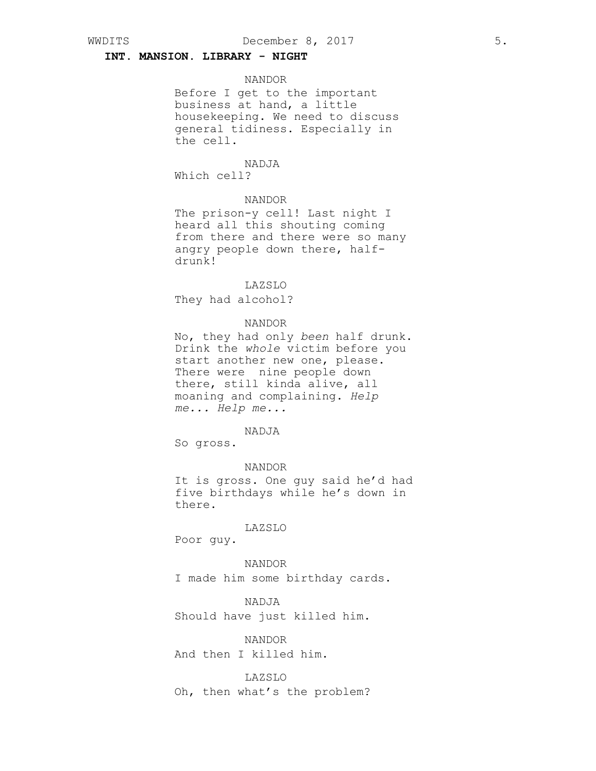**INT. MANSION. LIBRARY - NIGHT**

NANDOR
Before I get to the important business at hand, a little housekeeping. We need to discuss general tidiness. Especially in the cell.

NADJA
Which cell?

NANDOR
The prison-y cell! Last night I heard all this shouting coming from there and there were so many angry people down there, half-drunk!

LAZSLO
They had alcohol?

NANDOR
No, they had only *been* half drunk. Drink the *whole* victim before you start another new one, please. There were nine people down there, still kinda alive, all moaning and complaining. *Help me... Help me...*

NADJA
So gross.

NANDOR
It is gross. One guy said he'd had five birthdays while he's down in there.

LAZSLO
Poor guy.

NANDOR
I made him some birthday cards.

NADJA
Should have just killed him.

NANDOR
And then I killed him.

LAZSLO
Oh, then what's the problem?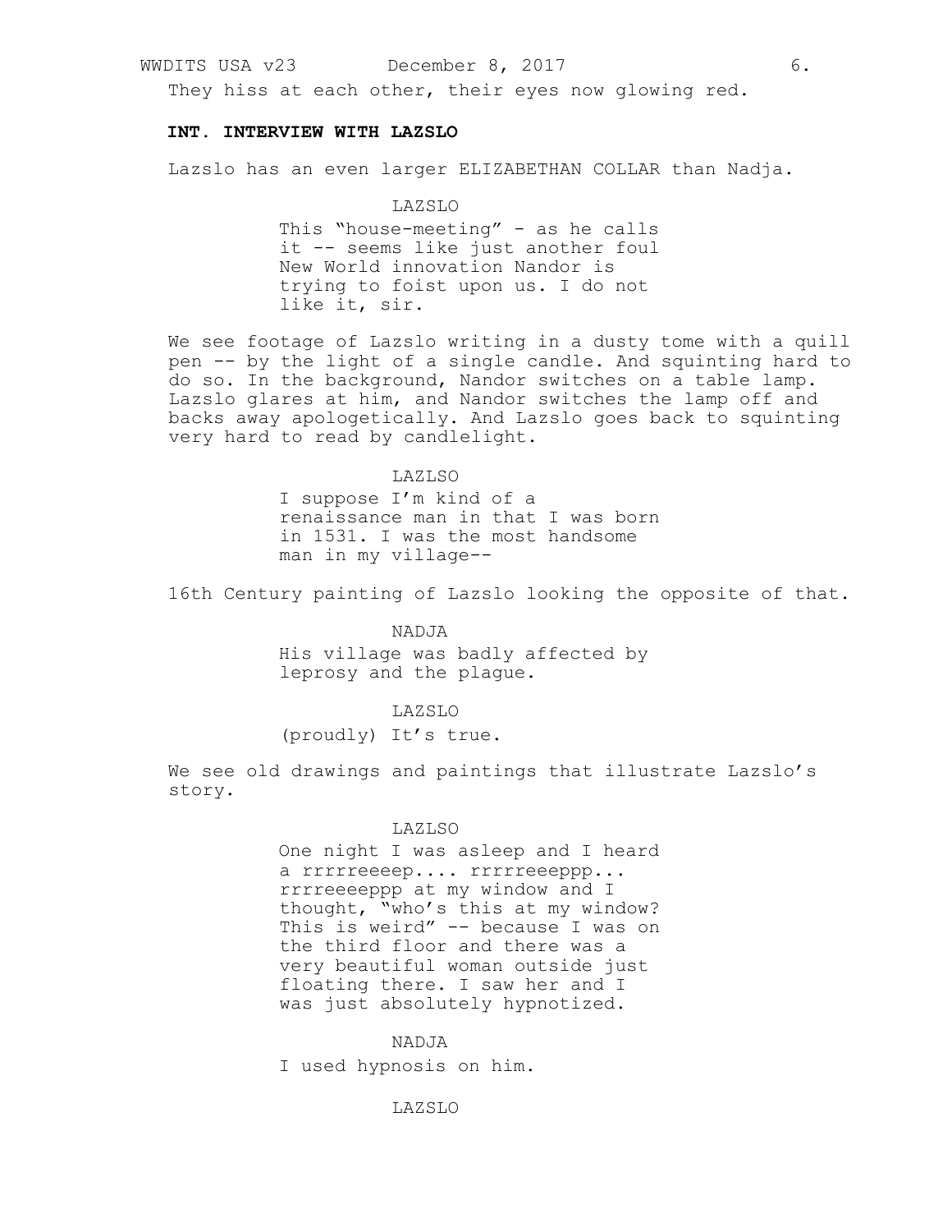They hiss at each other, their eyes now glowing red.

**INT. INTERVIEW WITH LAZSLO**

Lazslo has an even larger ELIZABETHAN COLLAR than Nadja.

LAZSLO

This "house-meeting" - as he calls it -- seems like just another foul New World innovation Nandor is trying to foist upon us. I do not like it, sir.

We see footage of Lazslo writing in a dusty tome with a quill pen -- by the light of a single candle. And squinting hard to do so. In the background, Nandor switches on a table lamp. Lazslo glares at him, and Nandor switches the lamp off and backs away apologetically. And Lazslo goes back to squinting very hard to read by candlelight.

LAZLSO

I suppose I'm kind of a renaissance man in that I was born in 1531. I was the most handsome man in my village--

16th Century painting of Lazslo looking the opposite of that.

NADJA

His village was badly affected by leprosy and the plague.

LAZSLO

(proudly) It's true.

We see old drawings and paintings that illustrate Lazslo's story.

LAZLSO

One night I was asleep and I heard a rrrrreeeep.... rrrrreeeppp... rrrreeeeppp at my window and I thought, "who's this at my window? This is weird" -- because I was on the third floor and there was a very beautiful woman outside just floating there. I saw her and I was just absolutely hypnotized.

NADJA

I used hypnosis on him.

LAZSLO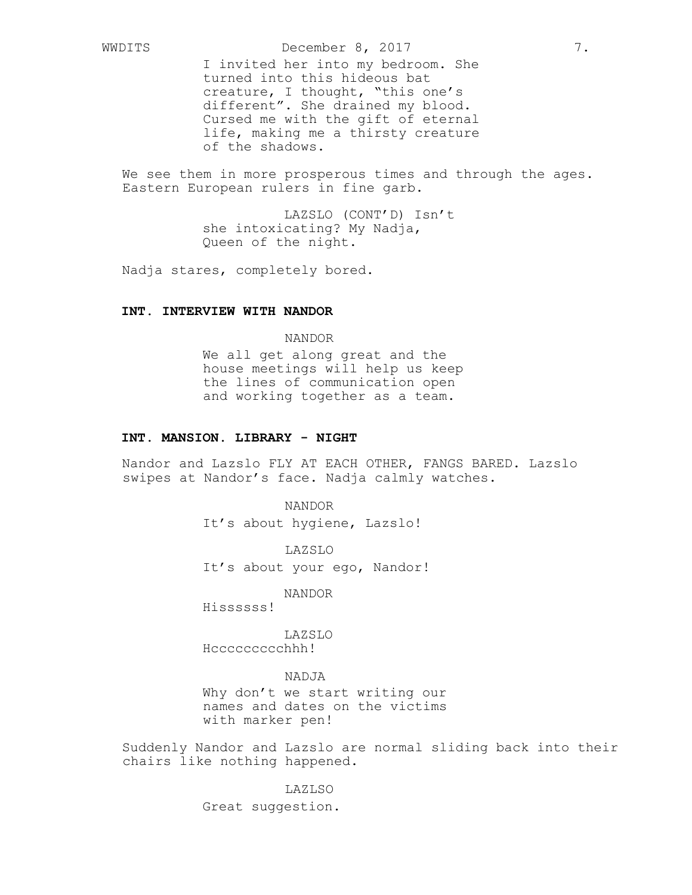I invited her into my bedroom. She turned into this hideous bat creature, I thought, "this one's different". She drained my blood. Cursed me with the gift of eternal life, making me a thirsty creature of the shadows.

We see them in more prosperous times and through the ages. Eastern European rulers in fine garb.

LAZSLO (CONT'D) Isn't she intoxicating? My Nadja, Queen of the night.

Nadja stares, completely bored.

**INT. INTERVIEW WITH NANDOR**

NANDOR

We all get along great and the house meetings will help us keep the lines of communication open and working together as a team.

**INT. MANSION. LIBRARY - NIGHT**

Nandor and Lazslo FLY AT EACH OTHER, FANGS BARED. Lazslo swipes at Nandor's face. Nadja calmly watches.

NANDOR

It's about hygiene, Lazslo!

LAZSLO

It's about your ego, Nandor!

NANDOR

Hissssss!

LAZSLO

Hcccccccccchhh!

NADJA

Why don't we start writing our names and dates on the victims with marker pen!

Suddenly Nandor and Lazslo are normal sliding back into their chairs like nothing happened.

LAZLSO

Great suggestion.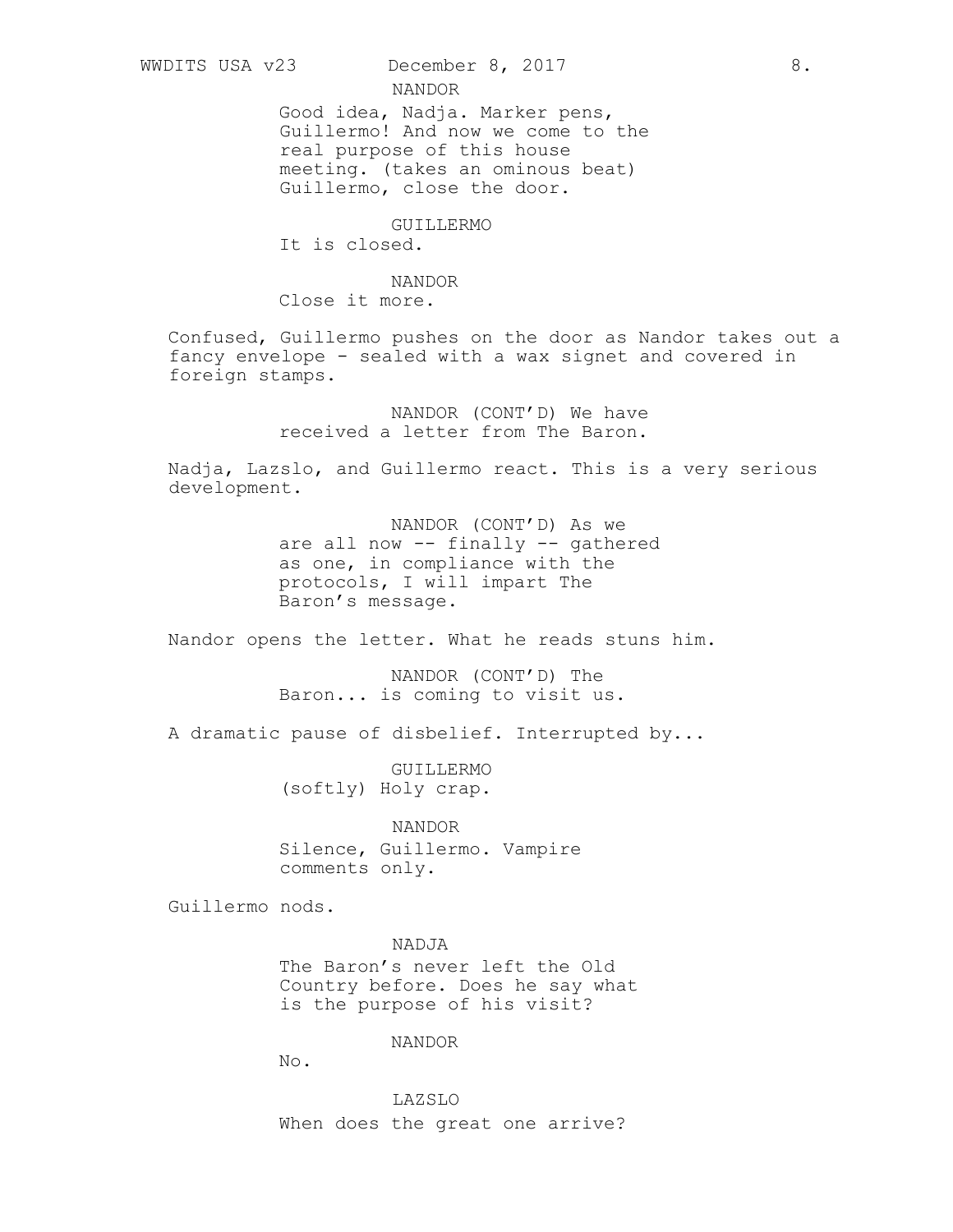NANDOR

Good idea, Nadja. Marker pens, Guillermo! And now we come to the real purpose of this house meeting. (takes an ominous beat) Guillermo, close the door.

GUILLERMO

It is closed.

NANDOR

Close it more.

Confused, Guillermo pushes on the door as Nandor takes out a fancy envelope - sealed with a wax signet and covered in foreign stamps.

NANDOR (CONT'D) We have received a letter from The Baron.

Nadja, Lazslo, and Guillermo react. This is a very serious development.

NANDOR (CONT'D) As we are all now -- finally -- gathered as one, in compliance with the protocols, I will impart The Baron's message.

Nandor opens the letter. What he reads stuns him.

NANDOR (CONT'D) The Baron... is coming to visit us.

A dramatic pause of disbelief. Interrupted by...

GUILLERMO

(softly) Holy crap.

NANDOR

Silence, Guillermo. Vampire comments only.

Guillermo nods.

NADJA

The Baron's never left the Old Country before. Does he say what is the purpose of his visit?

NANDOR

No.

LAZSLO

When does the great one arrive?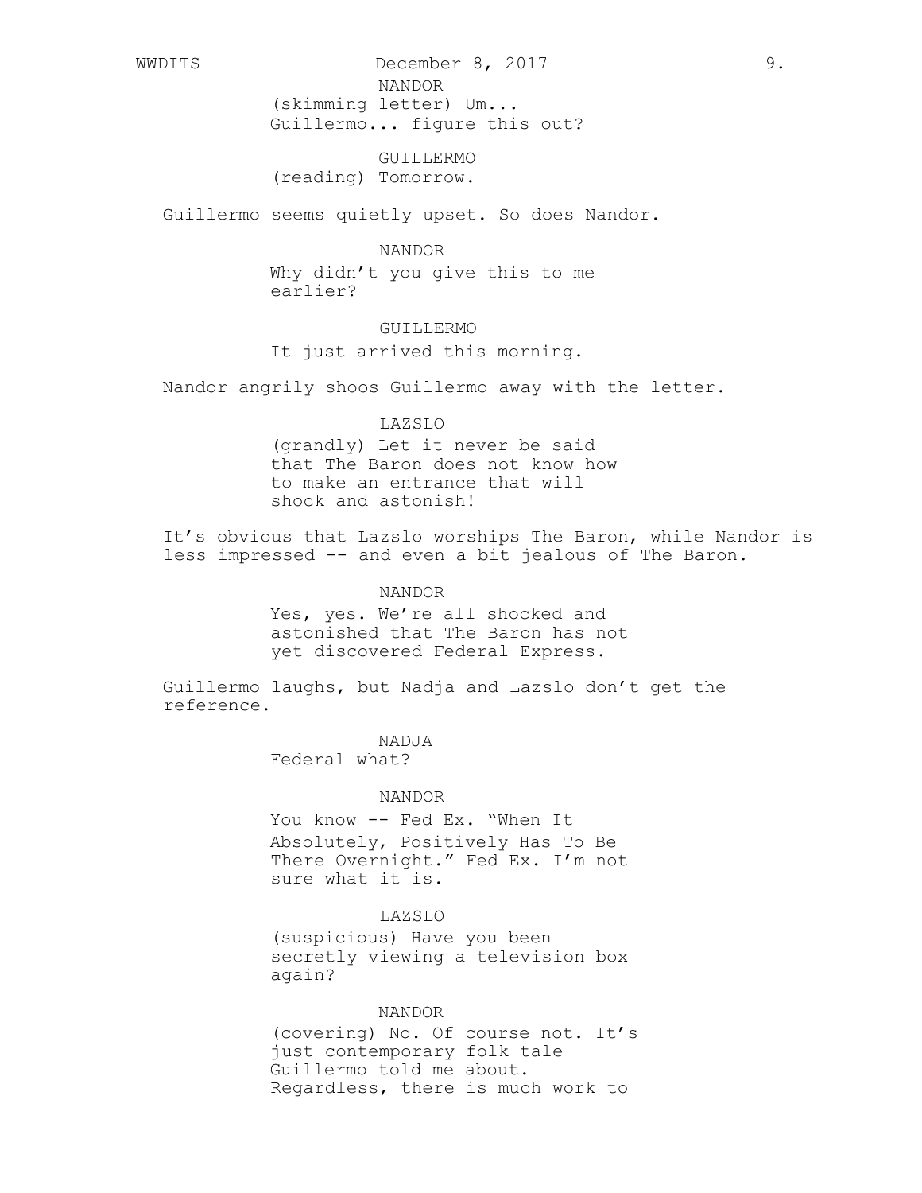NANDOR

(skimming letter) Um...
Guillermo... figure this out?

GUILLERMO

(reading) Tomorrow.

Guillermo seems quietly upset. So does Nandor.

NANDOR

Why didn't you give this to me
earlier?

GUILLERMO

It just arrived this morning.

Nandor angrily shoos Guillermo away with the letter.

LAZSLO

(grandly) Let it never be said
that The Baron does not know how
to make an entrance that will
shock and astonish!

It's obvious that Lazslo worships The Baron, while Nandor is less impressed -- and even a bit jealous of The Baron.

NANDOR

Yes, yes. We're all shocked and
astonished that The Baron has not
yet discovered Federal Express.

Guillermo laughs, but Nadja and Lazslo don't get the reference.

NADJA

Federal what?

NANDOR

You know -- Fed Ex. "When It
Absolutely, Positively Has To Be
There Overnight." Fed Ex. I'm not
sure what it is.

LAZSLO

(suspicious) Have you been
secretly viewing a television box
again?

NANDOR

(covering) No. Of course not. It's
just contemporary folk tale
Guillermo told me about.
Regardless, there is much work to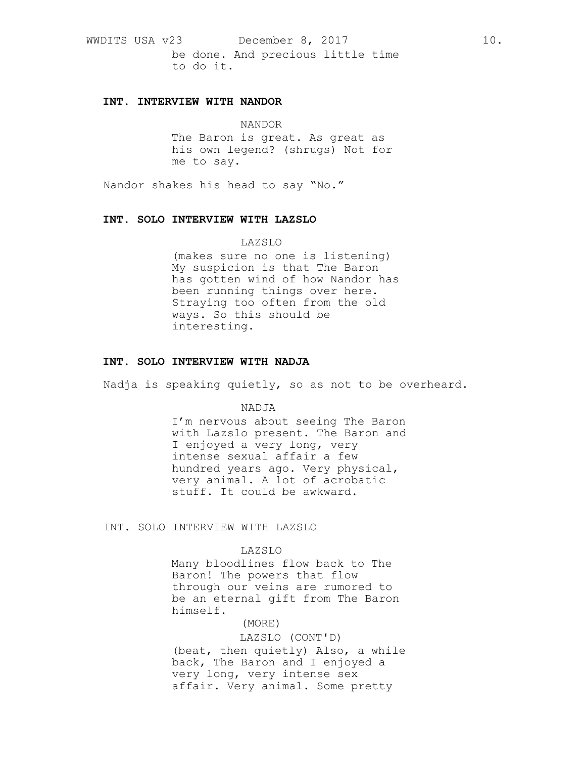be done. And precious little time to do it.

**INT. INTERVIEW WITH NANDOR**

NANDOR
The Baron is great. As great as his own legend? (shrugs) Not for me to say.

Nandor shakes his head to say “No.”

**INT. SOLO INTERVIEW WITH LAZSLO**

LAZSLO
(makes sure no one is listening) My suspicion is that The Baron has gotten wind of how Nandor has been running things over here. Straying too often from the old ways. So this should be interesting.

**INT. SOLO INTERVIEW WITH NADJA**

Nadja is speaking quietly, so as not to be overheard.

NADJA
I’m nervous about seeing The Baron with Lazslo present. The Baron and I enjoyed a very long, very intense sexual affair a few hundred years ago. Very physical, very animal. A lot of acrobatic stuff. It could be awkward.

INT. SOLO INTERVIEW WITH LAZSLO

LAZSLO
Many bloodlines flow back to The Baron! The powers that flow through our veins are rumored to be an eternal gift from The Baron himself.
(MORE)

LAZSLO (CONT'D)
(beat, then quietly) Also, a while back, The Baron and I enjoyed a very long, very intense sex affair. Very animal. Some pretty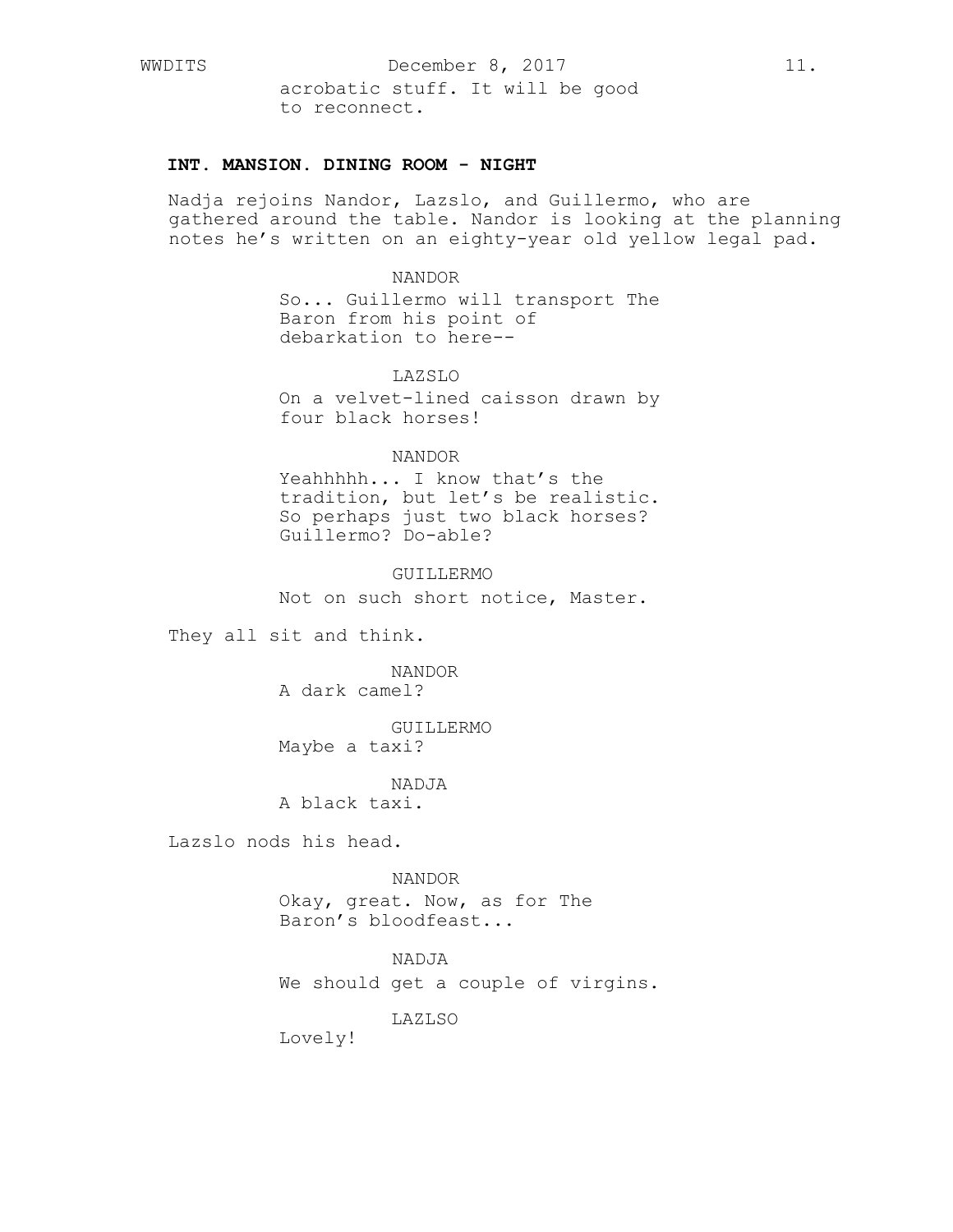acrobatic stuff. It will be good to reconnect.

**INT. MANSION. DINING ROOM - NIGHT**

Nadja rejoins Nandor, Lazslo, and Guillermo, who are gathered around the table. Nandor is looking at the planning notes he's written on an eighty-year old yellow legal pad.

NANDOR
So... Guillermo will transport The Baron from his point of debarkation to here--

LAZSLO
On a velvet-lined caisson drawn by four black horses!

NANDOR
Yeahhhhh... I know that's the tradition, but let's be realistic. So perhaps just two black horses? Guillermo? Do-able?

GUILLERMO
Not on such short notice, Master.

They all sit and think.

NANDOR
A dark camel?

GUILLERMO
Maybe a taxi?

NADJA
A black taxi.

Lazslo nods his head.

NANDOR
Okay, great. Now, as for The Baron's bloodfeast...

NADJA
We should get a couple of virgins.

LAZLSO
Lovely!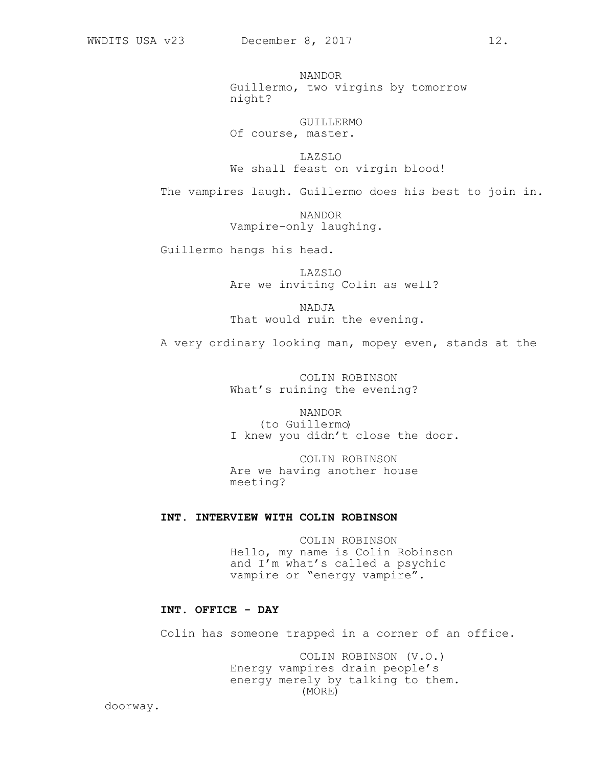NANDOR
Guillermo, two virgins by tomorrow night?

GUILLERMO
Of course, master.

LAZSLO
We shall feast on virgin blood!

The vampires laugh. Guillermo does his best to join in.

NANDOR
Vampire-only laughing.

Guillermo hangs his head.

LAZSLO
Are we inviting Colin as well?

NADJA
That would ruin the evening.

A very ordinary looking man, mopey even, stands at the doorway.

COLIN ROBINSON
What's ruining the evening?

NANDOR
(to Guillermo)
I knew you didn't close the door.

COLIN ROBINSON
Are we having another house meeting?

**INT. INTERVIEW WITH COLIN ROBINSON**

COLIN ROBINSON
Hello, my name is Colin Robinson and I'm what's called a psychic vampire or "energy vampire".

**INT. OFFICE - DAY**

Colin has someone trapped in a corner of an office.

COLIN ROBINSON (V.O.)
Energy vampires drain people's energy merely by talking to them.
(MORE)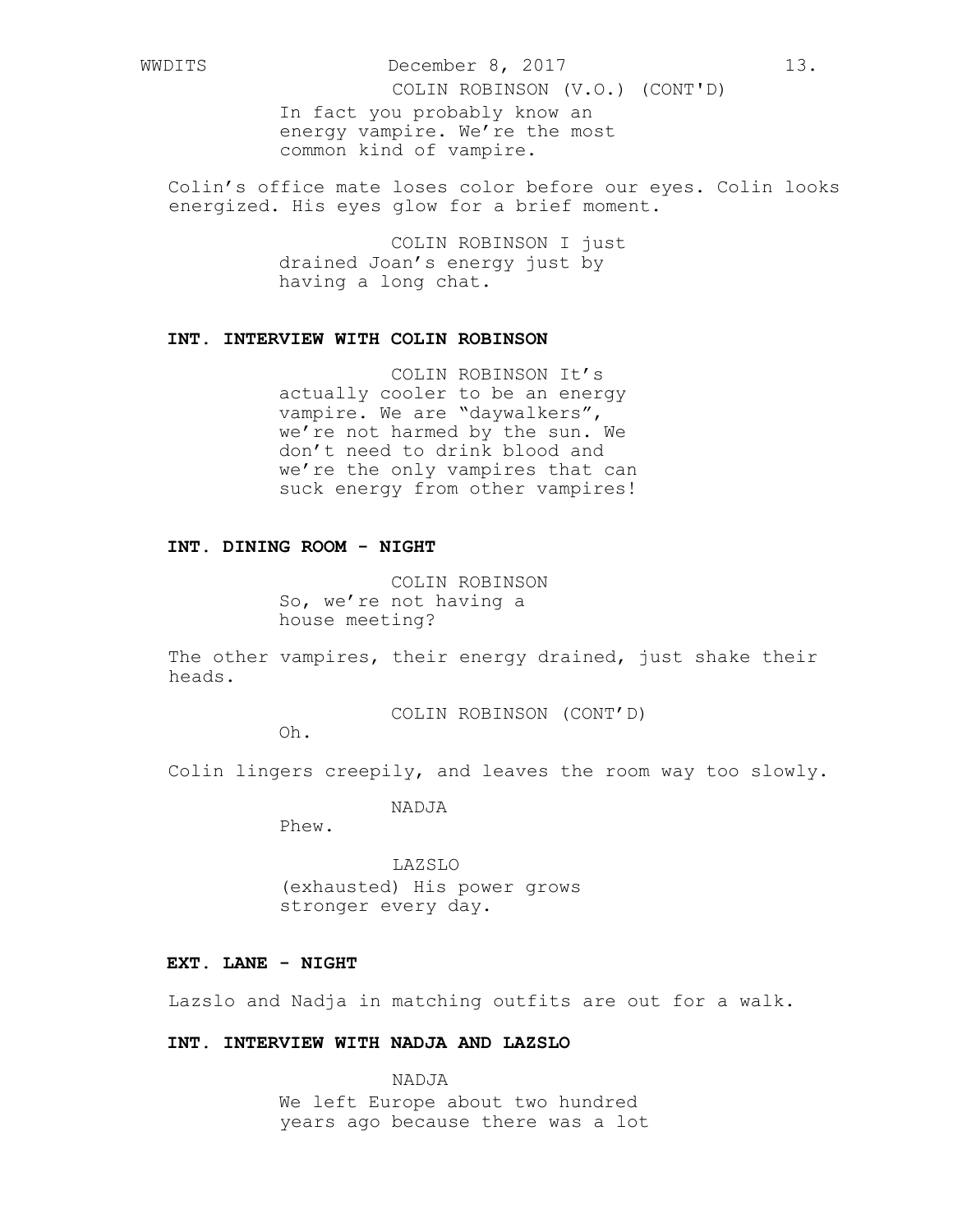COLIN ROBINSON (V.O.) (CONT'D)
In fact you probably know an energy vampire. We're the most common kind of vampire.

Colin's office mate loses color before our eyes. Colin looks energized. His eyes glow for a brief moment.

COLIN ROBINSON I just drained Joan's energy just by having a long chat.

**INT. INTERVIEW WITH COLIN ROBINSON**

COLIN ROBINSON It's actually cooler to be an energy vampire. We are "daywalkers", we're not harmed by the sun. We don't need to drink blood and we're the only vampires that can suck energy from other vampires!

**INT. DINING ROOM - NIGHT**

COLIN ROBINSON
So, we're not having a house meeting?

The other vampires, their energy drained, just shake their heads.

COLIN ROBINSON (CONT'D)
Oh.

Colin lingers creepily, and leaves the room way too slowly.

NADJA
Phew.

LAZSLO
(exhausted) His power grows stronger every day.

**EXT. LANE - NIGHT**

Lazslo and Nadja in matching outfits are out for a walk.

**INT. INTERVIEW WITH NADJA AND LAZSLO**

NADJA
We left Europe about two hundred years ago because there was a lot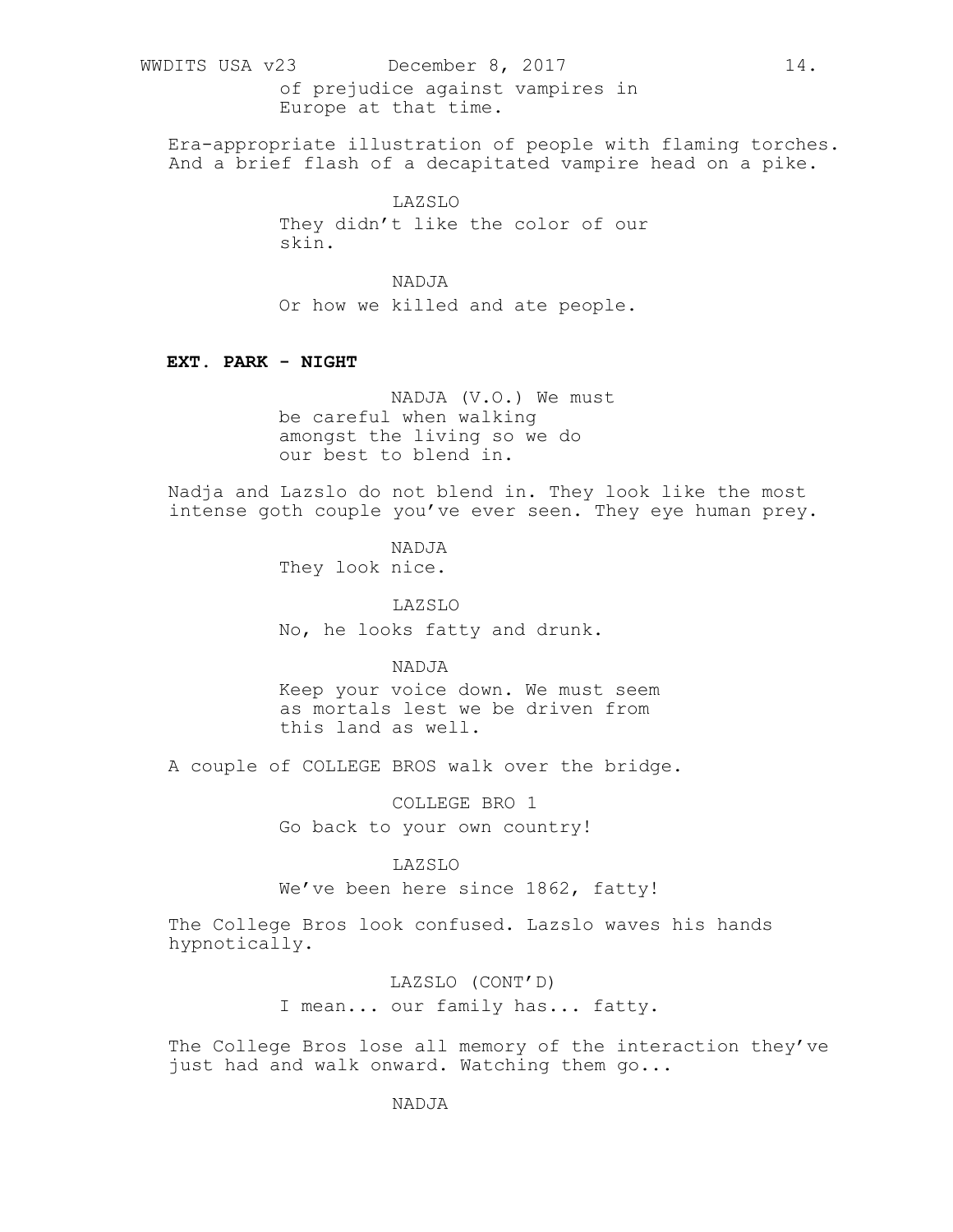of prejudice against vampires in
Europe at that time.

Era-appropriate illustration of people with flaming torches. And a brief flash of a decapitated vampire head on a pike.

LAZSLO

They didn't like the color of our skin.

NADJA

Or how we killed and ate people.

**EXT. PARK - NIGHT**

NADJA (V.O.) We must be careful when walking amongst the living so we do our best to blend in.

Nadja and Lazslo do not blend in. They look like the most intense goth couple you've ever seen. They eye human prey.

NADJA

They look nice.

LAZSLO

No, he looks fatty and drunk.

NADJA

Keep your voice down. We must seem as mortals lest we be driven from this land as well.

A couple of COLLEGE BROS walk over the bridge.

COLLEGE BRO 1

Go back to your own country!

LAZSLO

We've been here since 1862, fatty!

The College Bros look confused. Lazslo waves his hands hypnotically.

LAZSLO (CONT'D)

I mean... our family has... fatty.

The College Bros lose all memory of the interaction they've just had and walk onward. Watching them go...

NADJA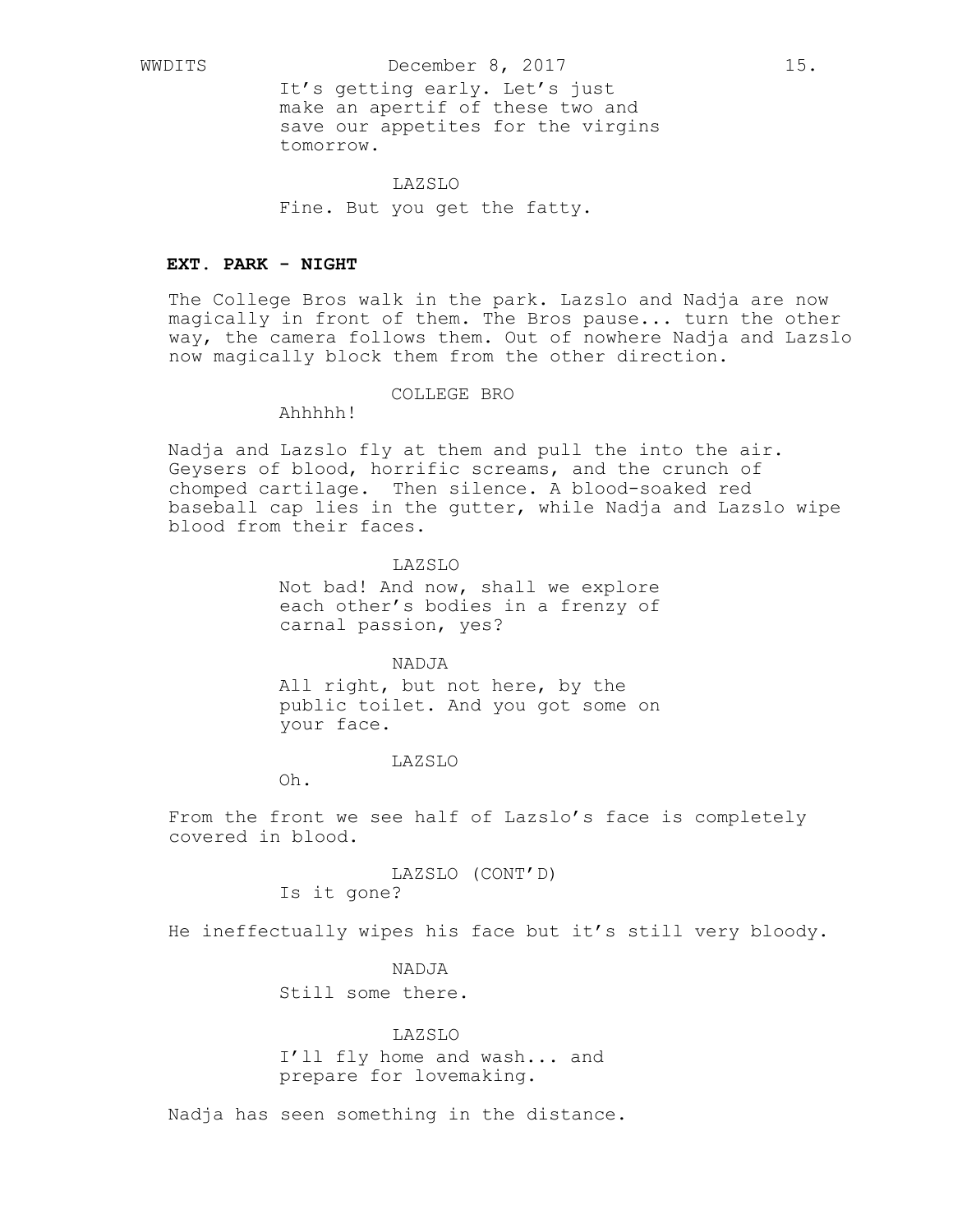It's getting early. Let's just make an apertif of these two and save our appetites for the virgins tomorrow.

LAZSLO

Fine. But you get the fatty.

**EXT. PARK - NIGHT**

The College Bros walk in the park. Lazslo and Nadja are now magically in front of them. The Bros pause... turn the other way, the camera follows them. Out of nowhere Nadja and Lazslo now magically block them from the other direction.

COLLEGE BRO

Ahhhhh!

Nadja and Lazslo fly at them and pull the into the air. Geysers of blood, horrific screams, and the crunch of chomped cartilage. Then silence. A blood-soaked red baseball cap lies in the gutter, while Nadja and Lazslo wipe blood from their faces.

LAZSLO

Not bad! And now, shall we explore each other's bodies in a frenzy of carnal passion, yes?

NADJA

All right, but not here, by the public toilet. And you got some on your face.

LAZSLO

Oh.

From the front we see half of Lazslo's face is completely covered in blood.

LAZSLO (CONT'D)

Is it gone?

He ineffectually wipes his face but it's still very bloody.

NADJA

Still some there.

LAZSLO

I'll fly home and wash... and prepare for lovemaking.

Nadja has seen something in the distance.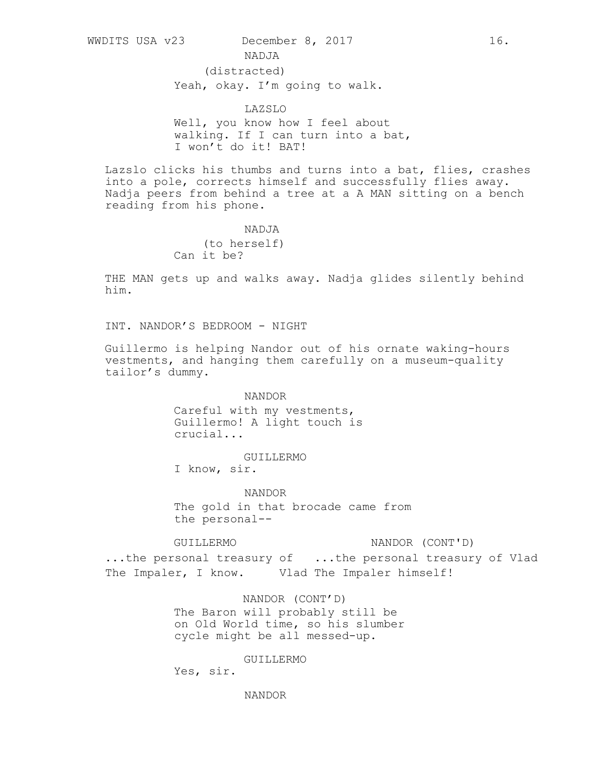NADJA

(distracted)

Yeah, okay. I’m going to walk.

LAZSLO

Well, you know how I feel about walking. If I can turn into a bat, I won’t do it! BAT!

Lazslo clicks his thumbs and turns into a bat, flies, crashes into a pole, corrects himself and successfully flies away. Nadja peers from behind a tree at a A MAN sitting on a bench reading from his phone.

NADJA

(to herself)

Can it be?

THE MAN gets up and walks away. Nadja glides silently behind him.

INT. NANDOR’S BEDROOM - NIGHT

Guillermo is helping Nandor out of his ornate waking-hours vestments, and hanging them carefully on a museum-quality tailor’s dummy.

NANDOR

Careful with my vestments, Guillermo! A light touch is crucial...

GUILLERMO

I know, sir.

NANDOR

The gold in that brocade came from the personal--

GUILLERMO

...the personal treasury of Vlad The Impaler, I know.

NANDOR (CONT'D)

...the personal treasury of Vlad The Impaler himself!

NANDOR (CONT’D)

The Baron will probably still be on Old World time, so his slumber cycle might be all messed-up.

GUILLERMO

Yes, sir.

NANDOR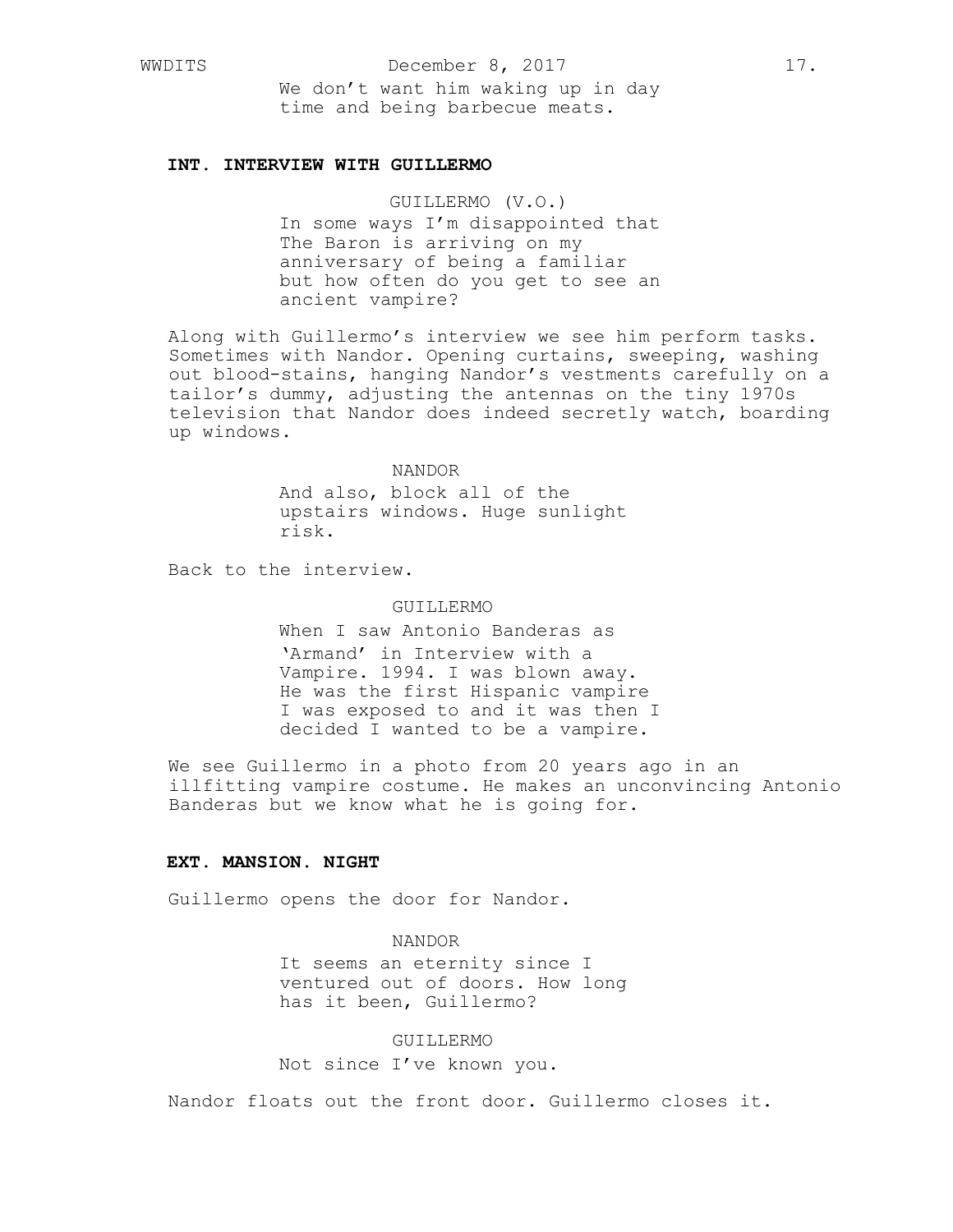We don't want him waking up in day time and being barbecue meats.

**INT. INTERVIEW WITH GUILLERMO**

GUILLERMO (V.O.)

In some ways I'm disappointed that The Baron is arriving on my anniversary of being a familiar but how often do you get to see an ancient vampire?

Along with Guillermo's interview we see him perform tasks. Sometimes with Nandor. Opening curtains, sweeping, washing out blood-stains, hanging Nandor's vestments carefully on a tailor's dummy, adjusting the antennas on the tiny 1970s television that Nandor does indeed secretly watch, boarding up windows.

NANDOR

And also, block all of the upstairs windows. Huge sunlight risk.

Back to the interview.

GUILLERMO

When I saw Antonio Banderas as 'Armand' in Interview with a Vampire. 1994. I was blown away. He was the first Hispanic vampire I was exposed to and it was then I decided I wanted to be a vampire.

We see Guillermo in a photo from 20 years ago in an illfitting vampire costume. He makes an unconvincing Antonio Banderas but we know what he is going for.

**EXT. MANSION. NIGHT**

Guillermo opens the door for Nandor.

NANDOR

It seems an eternity since I ventured out of doors. How long has it been, Guillermo?

GUILLERMO

Not since I've known you.

Nandor floats out the front door. Guillermo closes it.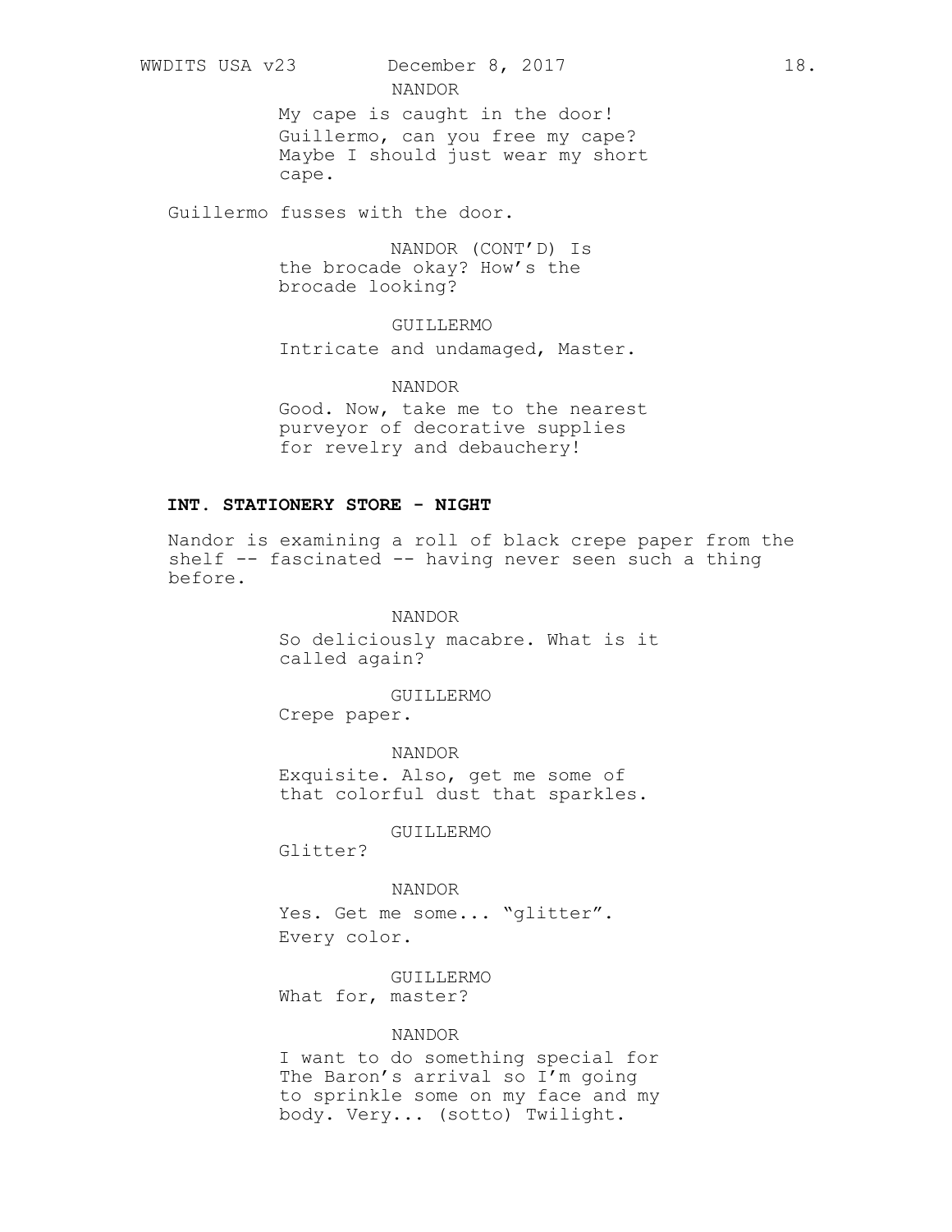NANDOR

My cape is caught in the door! Guillermo, can you free my cape? Maybe I should just wear my short cape.

Guillermo fusses with the door.

NANDOR (CONT'D)

Is the brocade okay? How's the brocade looking?

GUILLERMO

Intricate and undamaged, Master.

NANDOR

Good. Now, take me to the nearest purveyor of decorative supplies for revelry and debauchery!

**INT. STATIONERY STORE - NIGHT**

Nandor is examining a roll of black crepe paper from the shelf -- fascinated -- having never seen such a thing before.

NANDOR

So deliciously macabre. What is it called again?

GUILLERMO

Crepe paper.

NANDOR

Exquisite. Also, get me some of that colorful dust that sparkles.

GUILLERMO

Glitter?

NANDOR

Yes. Get me some... "glitter". Every color.

GUILLERMO

What for, master?

NANDOR

I want to do something special for The Baron's arrival so I'm going to sprinkle some on my face and my body. Very... (sotto) Twilight.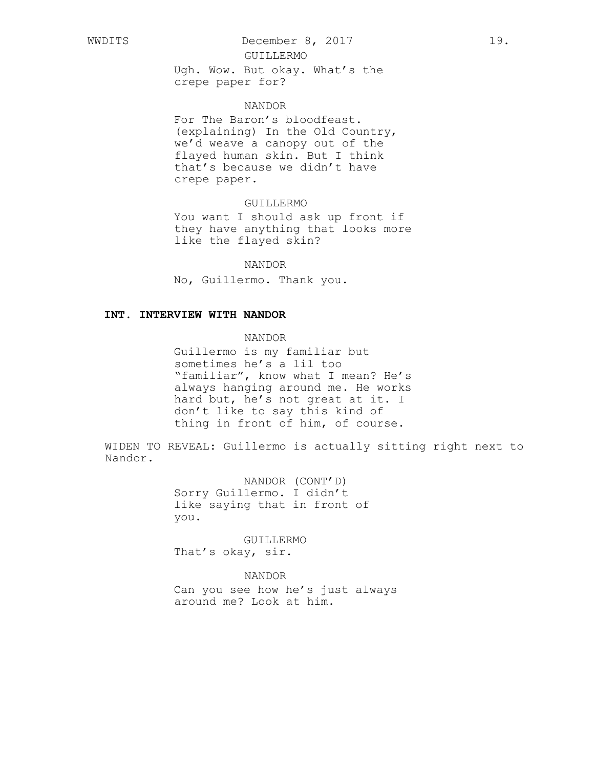GUILLERMO

Ugh. Wow. But okay. What's the crepe paper for?

NANDOR

For The Baron's bloodfeast. (explaining) In the Old Country, we'd weave a canopy out of the flayed human skin. But I think that's because we didn't have crepe paper.

GUILLERMO

You want I should ask up front if they have anything that looks more like the flayed skin?

NANDOR

No, Guillermo. Thank you.

**INT. INTERVIEW WITH NANDOR**

NANDOR

Guillermo is my familiar but sometimes he's a lil too "familiar", know what I mean? He's always hanging around me. He works hard but, he's not great at it. I don't like to say this kind of thing in front of him, of course.

WIDEN TO REVEAL: Guillermo is actually sitting right next to Nandor.

NANDOR (CONT'D)

Sorry Guillermo. I didn't like saying that in front of you.

GUILLERMO

That's okay, sir.

NANDOR

Can you see how he's just always around me? Look at him.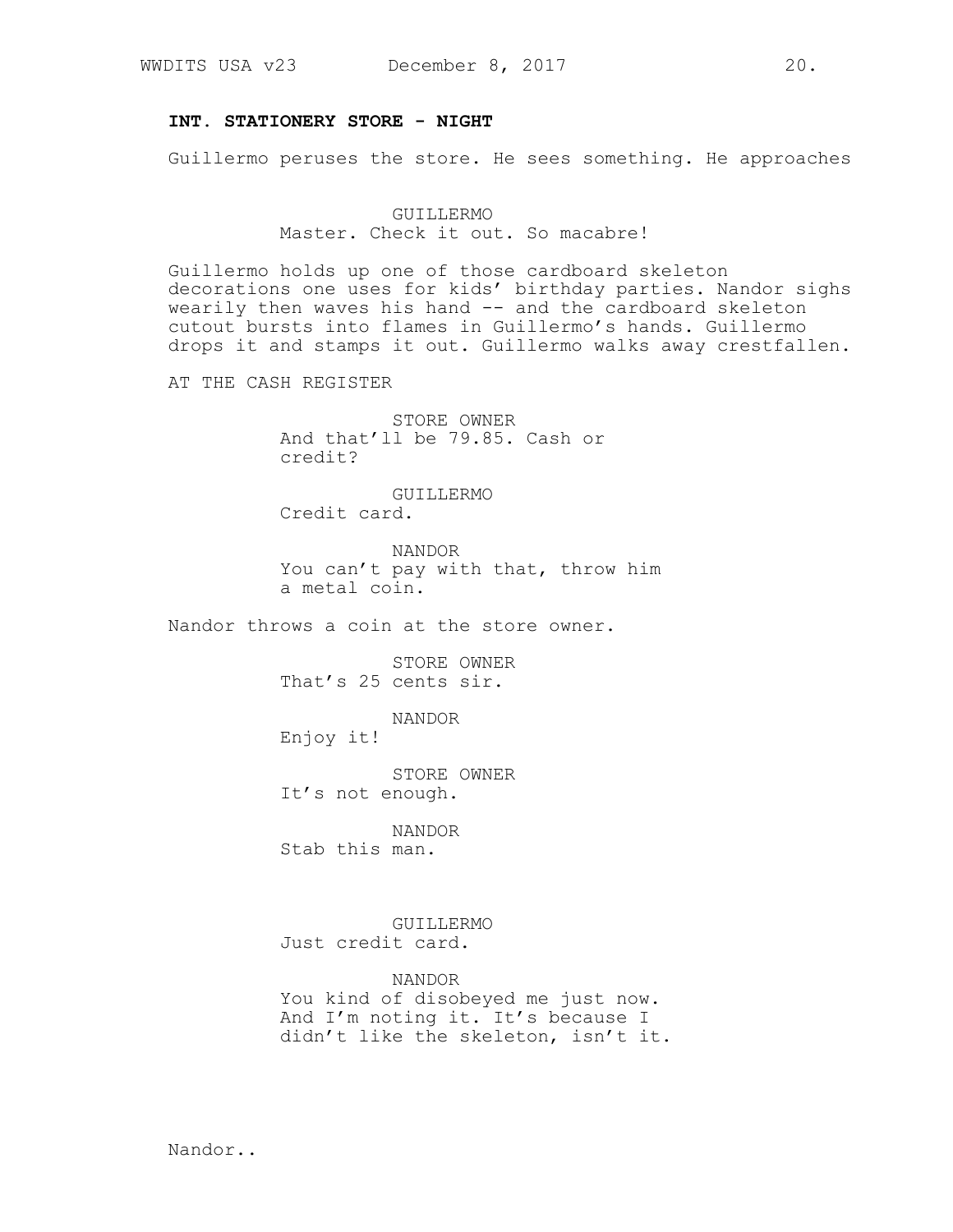**INT. STATIONERY STORE - NIGHT**

Guillermo peruses the store. He sees something. He approaches

GUILLERMO
Master. Check it out. So macabre!

Guillermo holds up one of those cardboard skeleton decorations one uses for kids' birthday parties. Nandor sighs wearily then waves his hand -- and the cardboard skeleton cutout bursts into flames in Guillermo's hands. Guillermo drops it and stamps it out. Guillermo walks away crestfallen.

AT THE CASH REGISTER

STORE OWNER
And that'll be 79.85. Cash or credit?

GUILLERMO
Credit card.

NANDOR
You can't pay with that, throw him a metal coin.

Nandor throws a coin at the store owner.

STORE OWNER
That's 25 cents sir.

NANDOR
Enjoy it!

STORE OWNER
It's not enough.

NANDOR
Stab this man.

GUILLERMO
Just credit card.

NANDOR
You kind of disobeyed me just now. And I'm noting it. It's because I didn't like the skeleton, isn't it.

Nandor..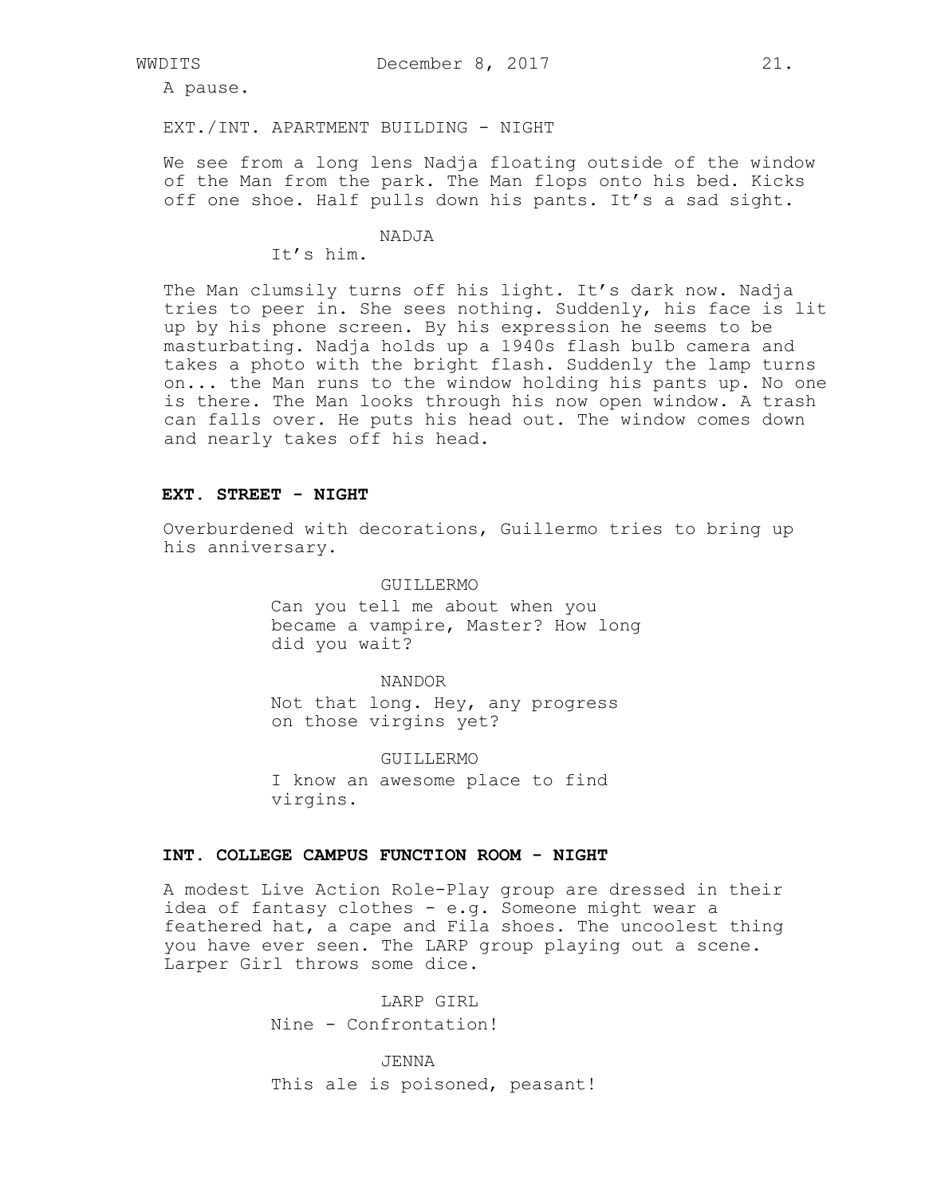A pause.

EXT./INT. APARTMENT BUILDING - NIGHT

We see from a long lens Nadja floating outside of the window of the Man from the park. The Man flops onto his bed. Kicks off one shoe. Half pulls down his pants. It's a sad sight.

NADJA

It's him.

The Man clumsily turns off his light. It's dark now. Nadja tries to peer in. She sees nothing. Suddenly, his face is lit up by his phone screen. By his expression he seems to be masturbating. Nadja holds up a 1940s flash bulb camera and takes a photo with the bright flash. Suddenly the lamp turns on... the Man runs to the window holding his pants up. No one is there. The Man looks through his now open window. A trash can falls over. He puts his head out. The window comes down and nearly takes off his head.

**EXT. STREET - NIGHT**

Overburdened with decorations, Guillermo tries to bring up his anniversary.

GUILLERMO

Can you tell me about when you became a vampire, Master? How long did you wait?

NANDOR

Not that long. Hey, any progress on those virgins yet?

GUILLERMO

I know an awesome place to find virgins.

**INT. COLLEGE CAMPUS FUNCTION ROOM - NIGHT**

A modest Live Action Role-Play group are dressed in their idea of fantasy clothes - e.g. Someone might wear a feathered hat, a cape and Fila shoes. The uncoolest thing you have ever seen. The LARP group playing out a scene. Larper Girl throws some dice.

LARP GIRL

Nine - Confrontation!

JENNA

This ale is poisoned, peasant!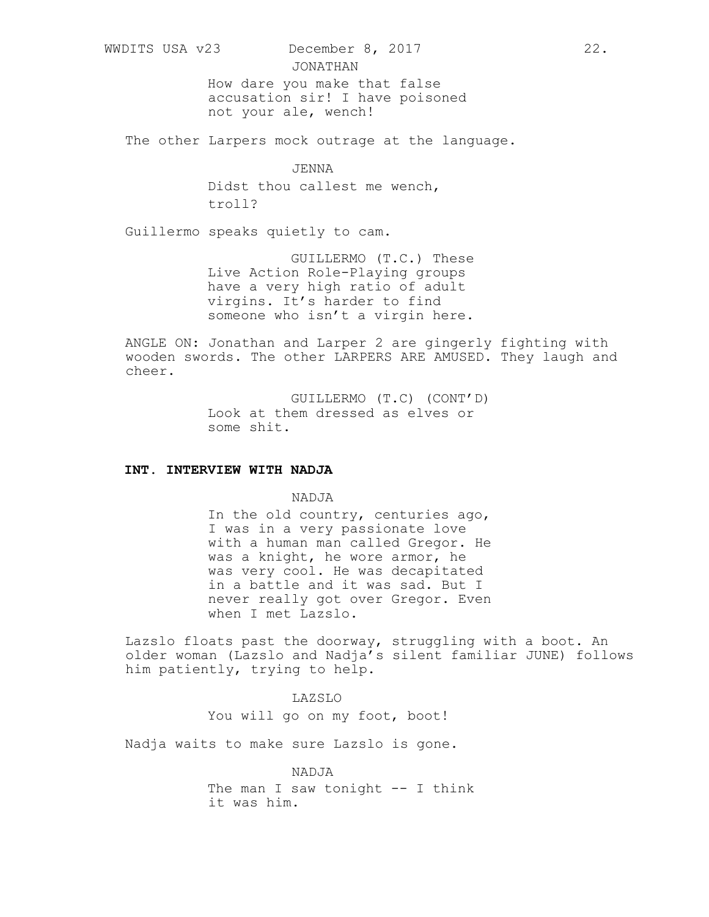JONATHAN

How dare you make that false accusation sir! I have poisoned not your ale, wench!

The other Larpers mock outrage at the language.

JENNA

Didst thou callest me wench, troll?

Guillermo speaks quietly to cam.

GUILLERMO (T.C.) These Live Action Role-Playing groups have a very high ratio of adult virgins. It's harder to find someone who isn't a virgin here.

ANGLE ON: Jonathan and Larper 2 are gingerly fighting with wooden swords. The other LARPERS ARE AMUSED. They laugh and cheer.

GUILLERMO (T.C) (CONT'D)

Look at them dressed as elves or some shit.

**INT. INTERVIEW WITH NADJA**

NADJA

In the old country, centuries ago, I was in a very passionate love with a human man called Gregor. He was a knight, he wore armor, he was very cool. He was decapitated in a battle and it was sad. But I never really got over Gregor. Even when I met Lazslo.

Lazslo floats past the doorway, struggling with a boot. An older woman (Lazslo and Nadja's silent familiar JUNE) follows him patiently, trying to help.

LAZSLO

You will go on my foot, boot!

Nadja waits to make sure Lazslo is gone.

NADJA

The man I saw tonight -- I think it was him.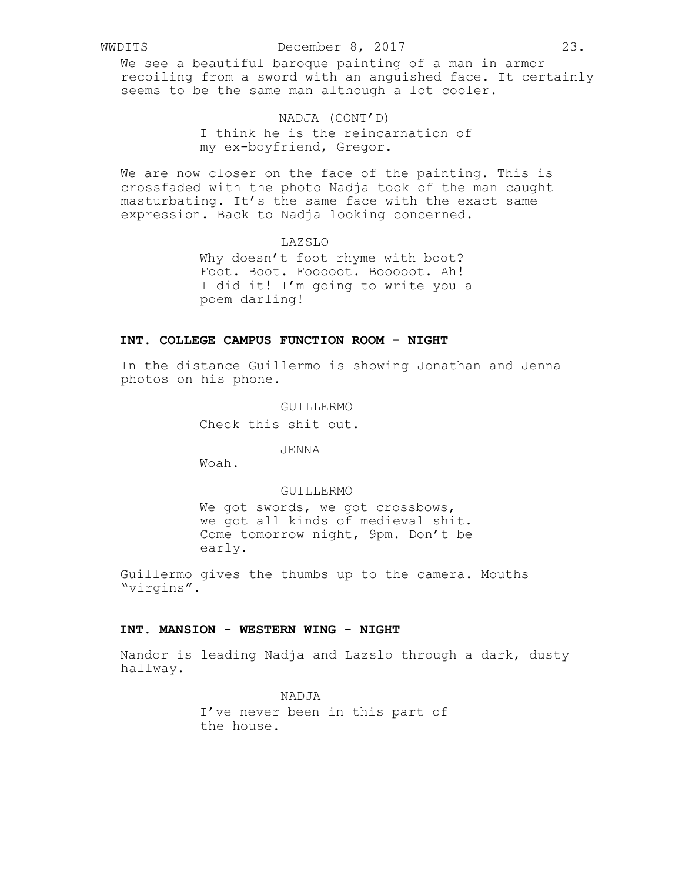We see a beautiful baroque painting of a man in armor recoiling from a sword with an anguished face. It certainly seems to be the same man although a lot cooler.

NADJA (CONT'D)

I think he is the reincarnation of my ex-boyfriend, Gregor.

We are now closer on the face of the painting. This is crossfaded with the photo Nadja took of the man caught masturbating. It's the same face with the exact same expression. Back to Nadja looking concerned.

LAZSLO

Why doesn't foot rhyme with boot? Foot. Boot. Fooooot. Booooot. Ah! I did it! I'm going to write you a poem darling!

**INT. COLLEGE CAMPUS FUNCTION ROOM - NIGHT**

In the distance Guillermo is showing Jonathan and Jenna photos on his phone.

GUILLERMO

Check this shit out.

JENNA

Woah.

GUILLERMO

We got swords, we got crossbows, we got all kinds of medieval shit. Come tomorrow night, 9pm. Don't be early.

Guillermo gives the thumbs up to the camera. Mouths "virgins".

**INT. MANSION - WESTERN WING - NIGHT**

Nandor is leading Nadja and Lazslo through a dark, dusty hallway.

NADJA

I've never been in this part of the house.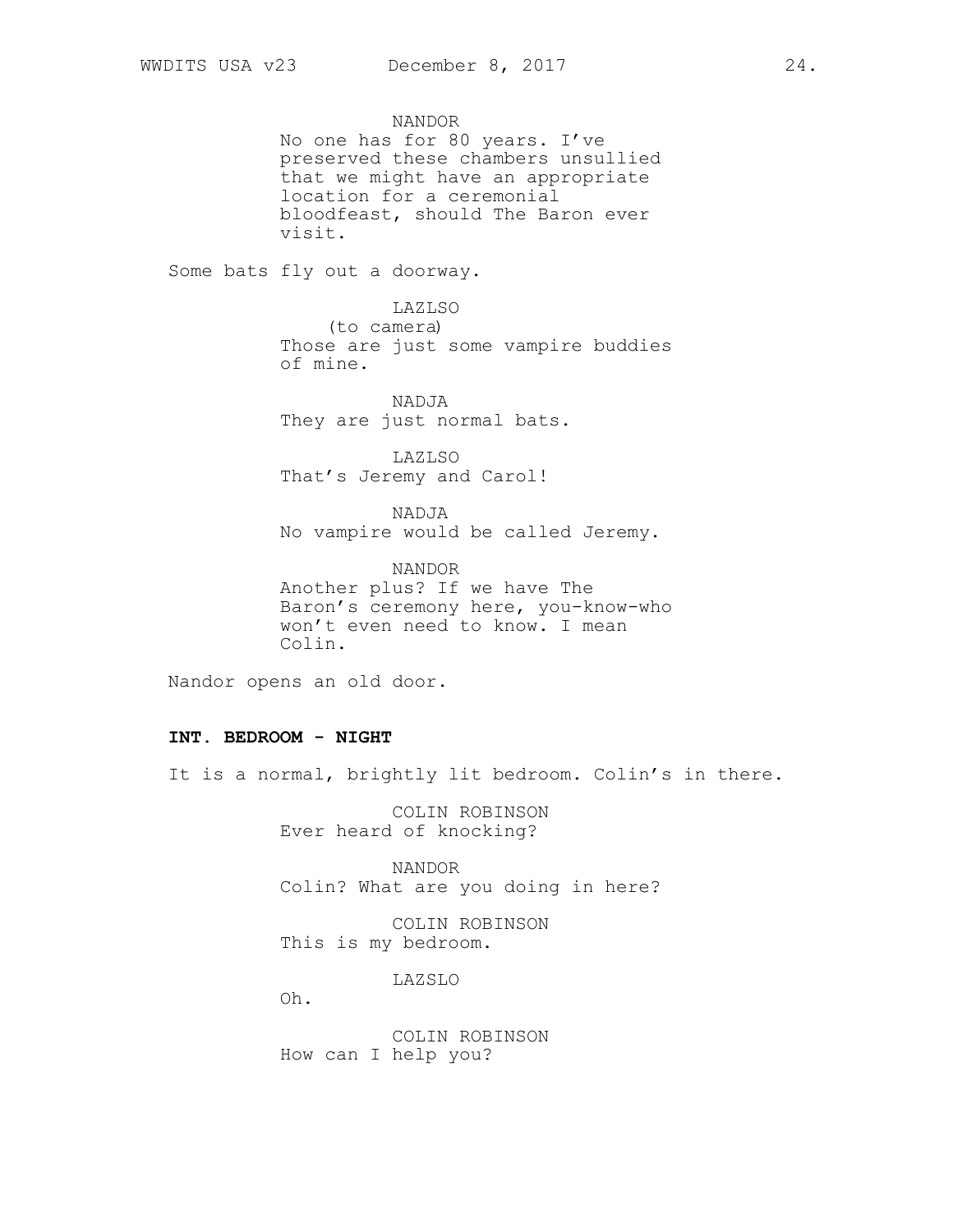NANDOR
No one has for 80 years. I've preserved these chambers unsullied that we might have an appropriate location for a ceremonial bloodfeast, should The Baron ever visit.

Some bats fly out a doorway.

LAZLSO
(to camera)
Those are just some vampire buddies of mine.

NADJA
They are just normal bats.

LAZLSO
That's Jeremy and Carol!

NADJA
No vampire would be called Jeremy.

NANDOR
Another plus? If we have The Baron's ceremony here, you-know-who won't even need to know. I mean Colin.

Nandor opens an old door.

**INT. BEDROOM - NIGHT**

It is a normal, brightly lit bedroom. Colin's in there.

COLIN ROBINSON
Ever heard of knocking?

NANDOR
Colin? What are you doing in here?

COLIN ROBINSON
This is my bedroom.

LAZSLO
Oh.

COLIN ROBINSON
How can I help you?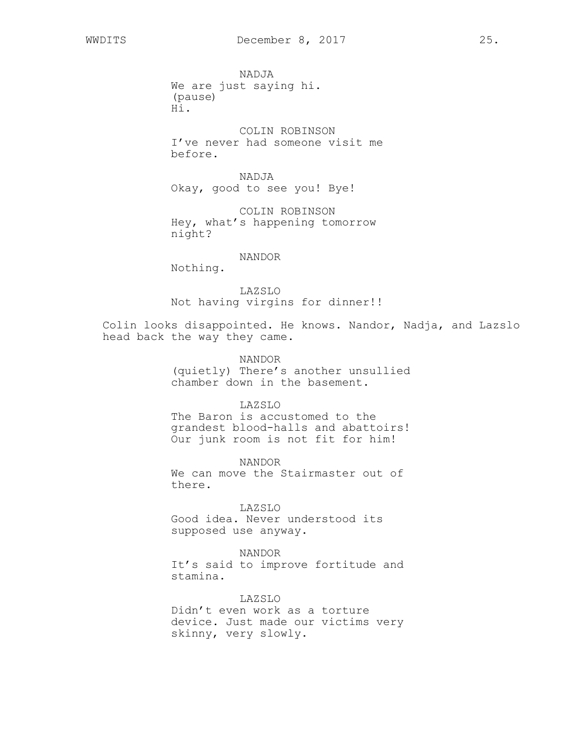NADJA
We are just saying hi.
(pause)
Hi.

COLIN ROBINSON
I've never had someone visit me before.

NADJA
Okay, good to see you! Bye!

COLIN ROBINSON
Hey, what's happening tomorrow night?

NANDOR
Nothing.

LAZSLO
Not having virgins for dinner!!

Colin looks disappointed. He knows. Nandor, Nadja, and Lazslo head back the way they came.

NANDOR
(quietly) There's another unsullied chamber down in the basement.

LAZSLO
The Baron is accustomed to the grandest blood-halls and abattoirs! Our junk room is not fit for him!

NANDOR
We can move the Stairmaster out of there.

LAZSLO
Good idea. Never understood its supposed use anyway.

NANDOR
It's said to improve fortitude and stamina.

LAZSLO
Didn't even work as a torture device. Just made our victims very skinny, very slowly.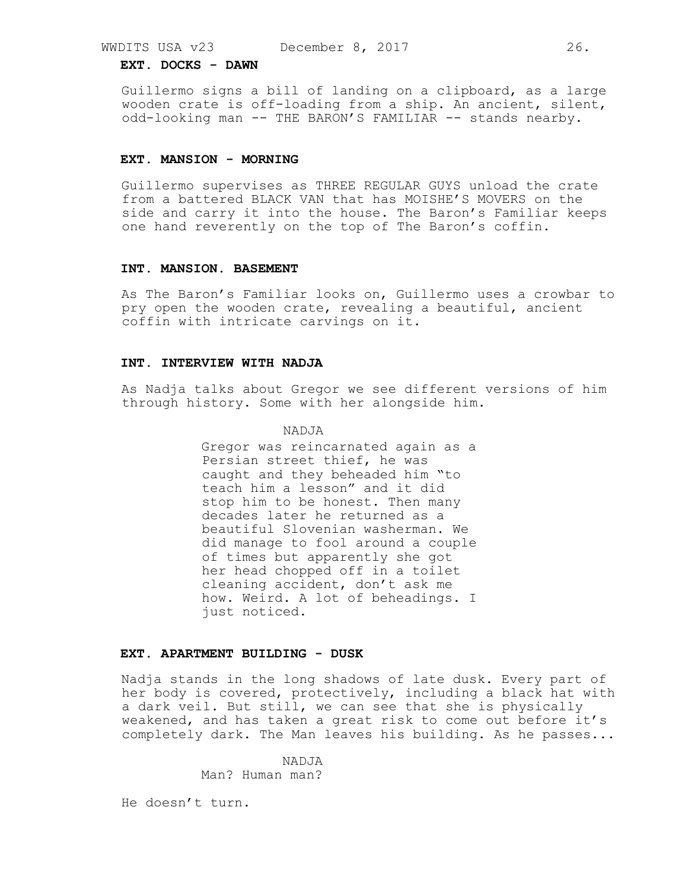**EXT. DOCKS - DAWN**

Guillermo signs a bill of landing on a clipboard, as a large wooden crate is off-loading from a ship. An ancient, silent, odd-looking man -- THE BARON'S FAMILIAR -- stands nearby.

**EXT. MANSION - MORNING**

Guillermo supervises as THREE REGULAR GUYS unload the crate from a battered BLACK VAN that has MOISHE'S MOVERS on the side and carry it into the house. The Baron's Familiar keeps one hand reverently on the top of The Baron's coffin.

**INT. MANSION. BASEMENT**

As The Baron's Familiar looks on, Guillermo uses a crowbar to pry open the wooden crate, revealing a beautiful, ancient coffin with intricate carvings on it.

**INT. INTERVIEW WITH NADJA**

As Nadja talks about Gregor we see different versions of him through history. Some with her alongside him.

NADJA

Gregor was reincarnated again as a Persian street thief, he was caught and they beheaded him "to teach him a lesson" and it did stop him to be honest. Then many decades later he returned as a beautiful Slovenian washerman. We did manage to fool around a couple of times but apparently she got her head chopped off in a toilet cleaning accident, don't ask me how. Weird. A lot of beheadings. I just noticed.

**EXT. APARTMENT BUILDING - DUSK**

Nadja stands in the long shadows of late dusk. Every part of her body is covered, protectively, including a black hat with a dark veil. But still, we can see that she is physically weakened, and has taken a great risk to come out before it's completely dark. The Man leaves his building. As he passes...

NADJA

Man? Human man?

He doesn't turn.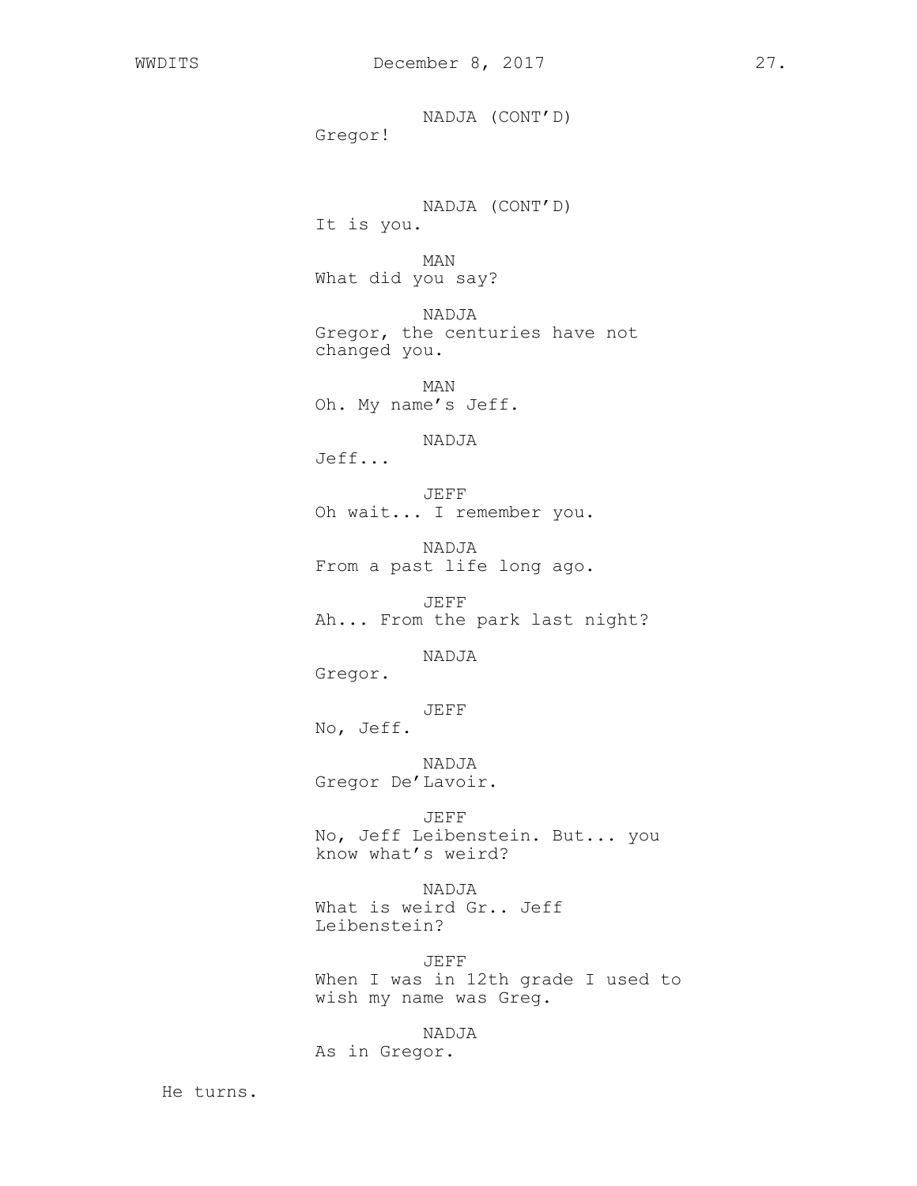NADJA (CONT'D)
Gregor!

NADJA (CONT'D)
It is you.

MAN
What did you say?

NADJA
Gregor, the centuries have not changed you.

MAN
Oh. My name's Jeff.

NADJA
Jeff...

JEFF
Oh wait... I remember you.

NADJA
From a past life long ago.

JEFF
Ah... From the park last night?

NADJA
Gregor.

JEFF
No, Jeff.

NADJA
Gregor De'Lavoir.

JEFF
No, Jeff Leibenstein. But... you know what's weird?

NADJA
What is weird Gr.. Jeff Leibenstein?

JEFF
When I was in 12th grade I used to wish my name was Greg.

NADJA
As in Gregor.

He turns.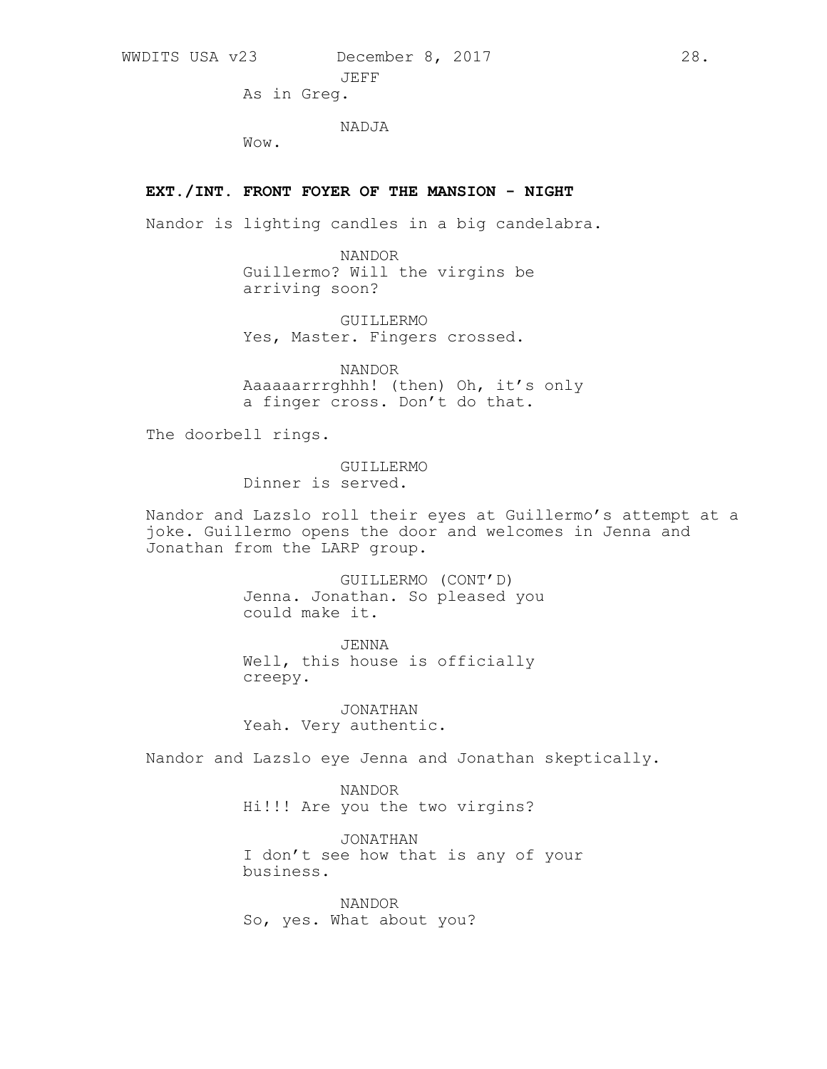JEFF
As in Greg.

NADJA
Wow.

**EXT./INT. FRONT FOYER OF THE MANSION - NIGHT**

Nandor is lighting candles in a big candelabra.

NANDOR
Guillermo? Will the virgins be arriving soon?

GUILLERMO
Yes, Master. Fingers crossed.

NANDOR
Aaaaaarrrghhh! (then) Oh, it's only a finger cross. Don't do that.

The doorbell rings.

GUILLERMO
Dinner is served.

Nandor and Lazslo roll their eyes at Guillermo's attempt at a joke. Guillermo opens the door and welcomes in Jenna and Jonathan from the LARP group.

GUILLERMO (CONT'D)
Jenna. Jonathan. So pleased you could make it.

JENNA
Well, this house is officially creepy.

JONATHAN
Yeah. Very authentic.

Nandor and Lazslo eye Jenna and Jonathan skeptically.

NANDOR
Hi!!! Are you the two virgins?

JONATHAN
I don't see how that is any of your business.

NANDOR
So, yes. What about you?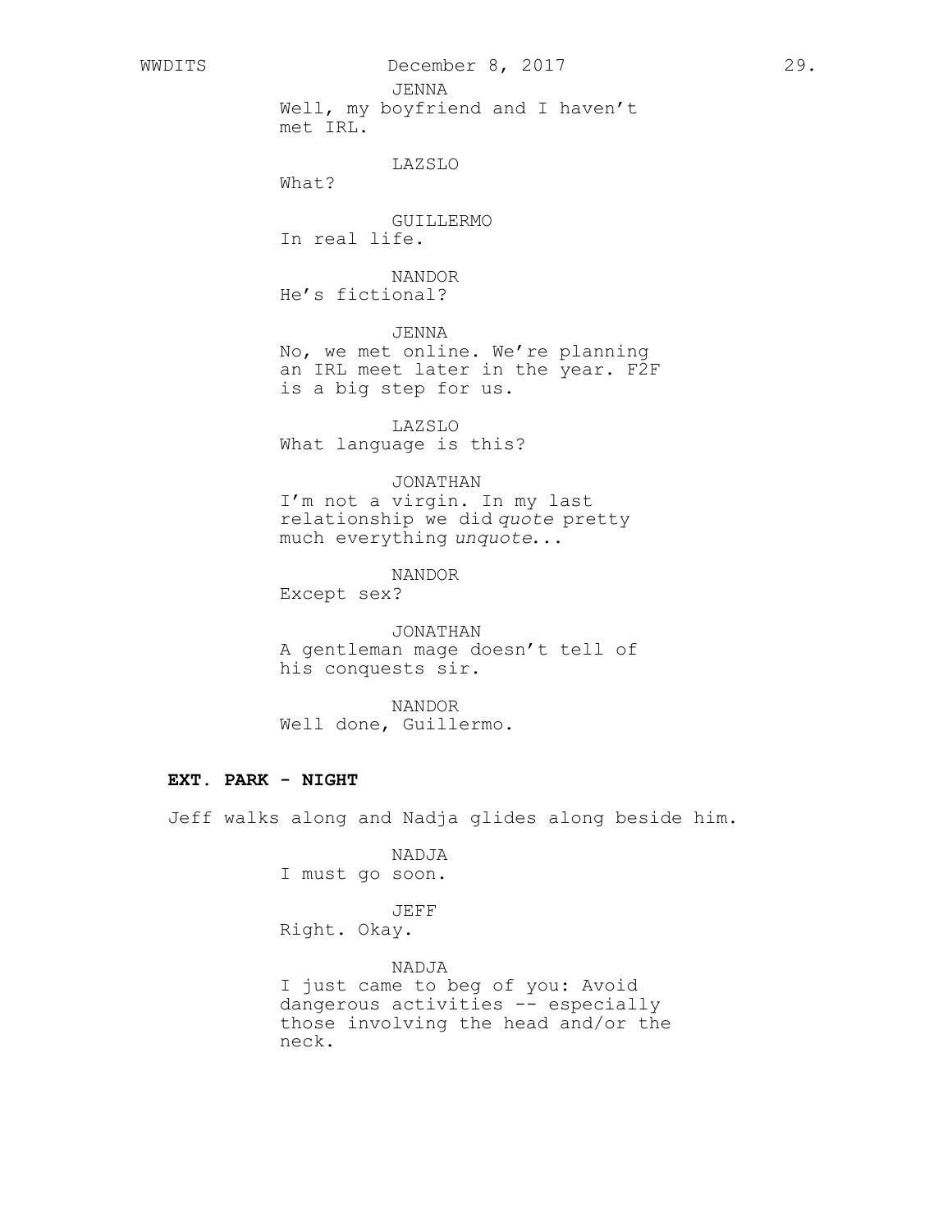JENNA
Well, my boyfriend and I haven't met IRL.

LAZSLO
What?

GUILLERMO
In real life.

NANDOR
He's fictional?

JENNA
No, we met online. We're planning an IRL meet later in the year. F2F is a big step for us.

LAZSLO
What language is this?

JONATHAN
I'm not a virgin. In my last relationship we did *quote* pretty much everything *unquote*...

NANDOR
Except sex?

JONATHAN
A gentleman mage doesn't tell of his conquests sir.

NANDOR
Well done, Guillermo.

**EXT. PARK - NIGHT**

Jeff walks along and Nadja glides along beside him.

NADJA
I must go soon.

JEFF
Right. Okay.

NADJA
I just came to beg of you: Avoid dangerous activities -- especially those involving the head and/or the neck.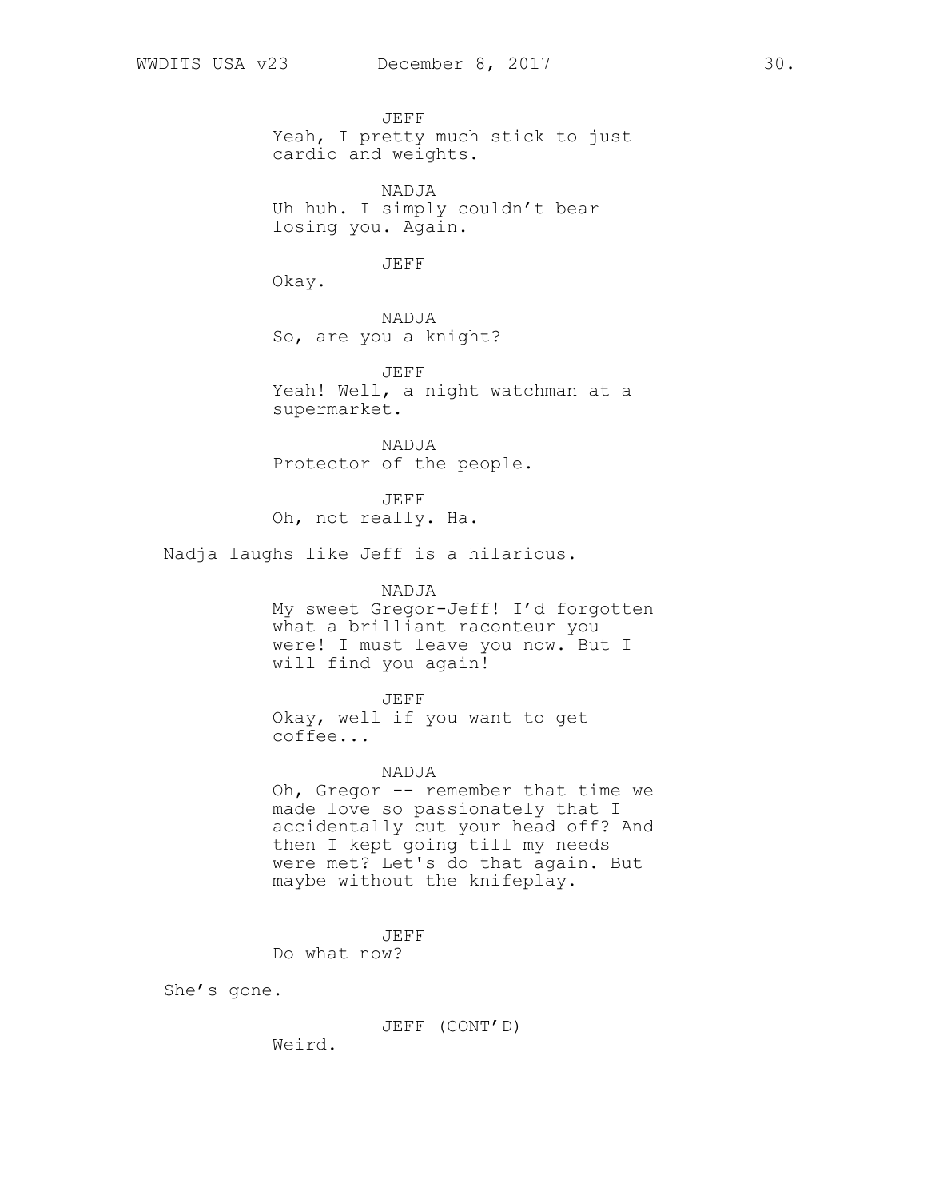JEFF
Yeah, I pretty much stick to just cardio and weights.

NADJA
Uh huh. I simply couldn't bear losing you. Again.

JEFF
Okay.

NADJA
So, are you a knight?

JEFF
Yeah! Well, a night watchman at a supermarket.

NADJA
Protector of the people.

JEFF
Oh, not really. Ha.

Nadja laughs like Jeff is a hilarious.

NADJA
My sweet Gregor-Jeff! I'd forgotten what a brilliant raconteur you were! I must leave you now. But I will find you again!

JEFF
Okay, well if you want to get coffee...

NADJA
Oh, Gregor -- remember that time we made love so passionately that I accidentally cut your head off? And then I kept going till my needs were met? Let's do that again. But maybe without the knifeplay.

JEFF
Do what now?

She's gone.

JEFF (CONT'D)
Weird.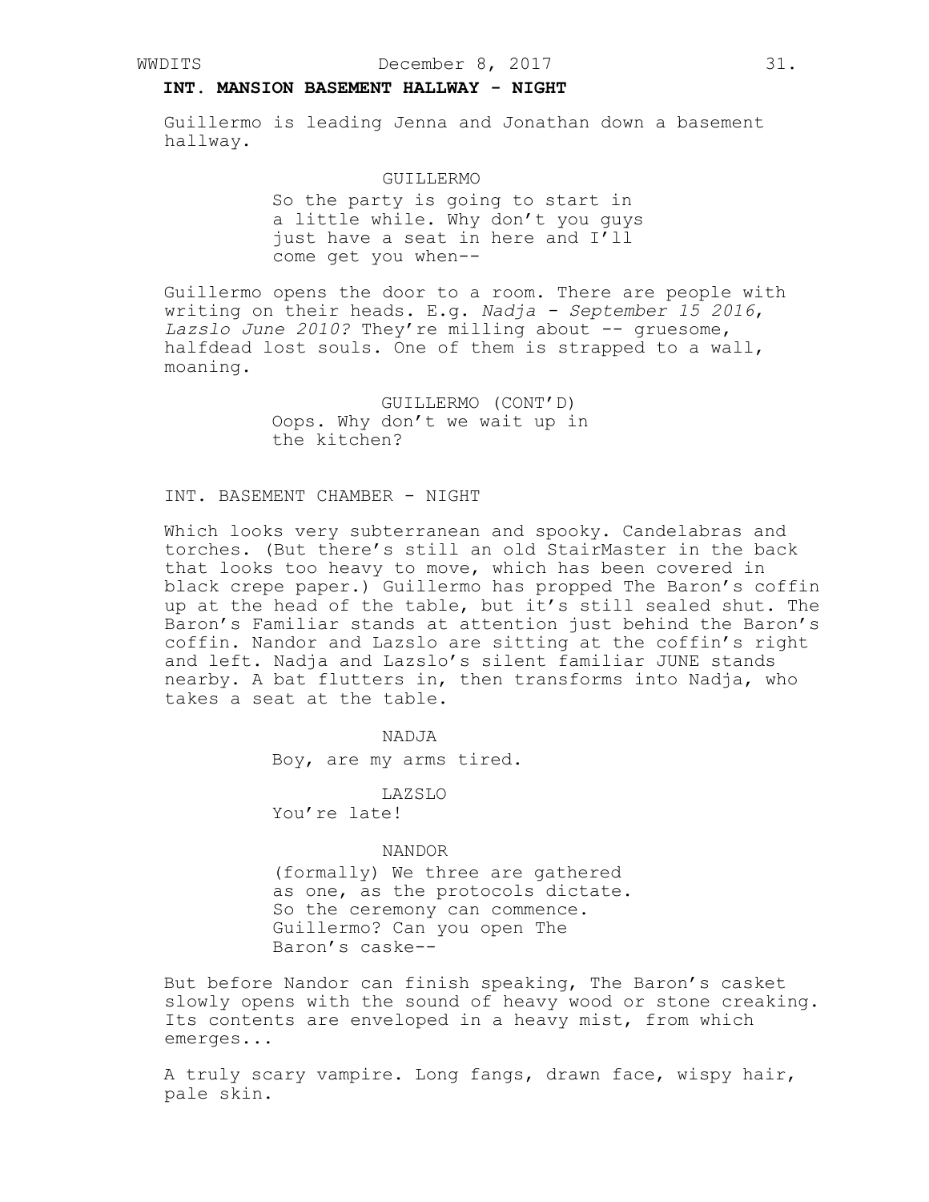**INT. MANSION BASEMENT HALLWAY - NIGHT**

Guillermo is leading Jenna and Jonathan down a basement hallway.

GUILLERMO
So the party is going to start in a little while. Why don't you guys just have a seat in here and I'll come get you when--

Guillermo opens the door to a room. There are people with writing on their heads. E.g. *Nadja - September 15 2016*, *Lazslo June 2010?* They're milling about -- gruesome, halfdead lost souls. One of them is strapped to a wall, moaning.

GUILLERMO (CONT'D)
Oops. Why don't we wait up in the kitchen?

INT. BASEMENT CHAMBER - NIGHT

Which looks very subterranean and spooky. Candelabras and torches. (But there's still an old StairMaster in the back that looks too heavy to move, which has been covered in black crepe paper.) Guillermo has propped The Baron's coffin up at the head of the table, but it's still sealed shut. The Baron's Familiar stands at attention just behind the Baron's coffin. Nandor and Lazslo are sitting at the coffin's right and left. Nadja and Lazslo's silent familiar JUNE stands nearby. A bat flutters in, then transforms into Nadja, who takes a seat at the table.

NADJA
Boy, are my arms tired.

LAZSLO
You're late!

NANDOR
(formally) We three are gathered as one, as the protocols dictate. So the ceremony can commence. Guillermo? Can you open The Baron's caske--

But before Nandor can finish speaking, The Baron's casket slowly opens with the sound of heavy wood or stone creaking. Its contents are enveloped in a heavy mist, from which emerges...

A truly scary vampire. Long fangs, drawn face, wispy hair, pale skin.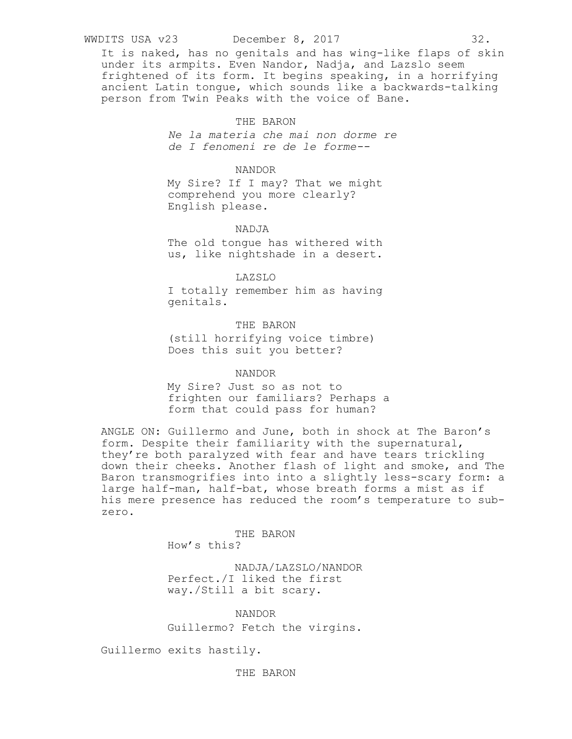It is naked, has no genitals and has wing-like flaps of skin under its armpits. Even Nandor, Nadja, and Lazslo seem frightened of its form. It begins speaking, in a horrifying ancient Latin tongue, which sounds like a backwards-talking person from Twin Peaks with the voice of Bane.

THE BARON

*Ne la materia che mai non dorme re de I fenomeni re de le forme--*

NANDOR

My Sire? If I may? That we might comprehend you more clearly? English please.

NADJA

The old tongue has withered with us, like nightshade in a desert.

LAZSLO

I totally remember him as having genitals.

THE BARON

(still horrifying voice timbre)
Does this suit you better?

NANDOR

My Sire? Just so as not to frighten our familiars? Perhaps a form that could pass for human?

ANGLE ON: Guillermo and June, both in shock at The Baron's form. Despite their familiarity with the supernatural, they're both paralyzed with fear and have tears trickling down their cheeks. Another flash of light and smoke, and The Baron transmogrifies into into a slightly less-scary form: a large half-man, half-bat, whose breath forms a mist as if his mere presence has reduced the room's temperature to sub-zero.

THE BARON

How's this?

NADJA/LAZSLO/NANDOR

Perfect./I liked the first way./Still a bit scary.

NANDOR

Guillermo? Fetch the virgins.

Guillermo exits hastily.

THE BARON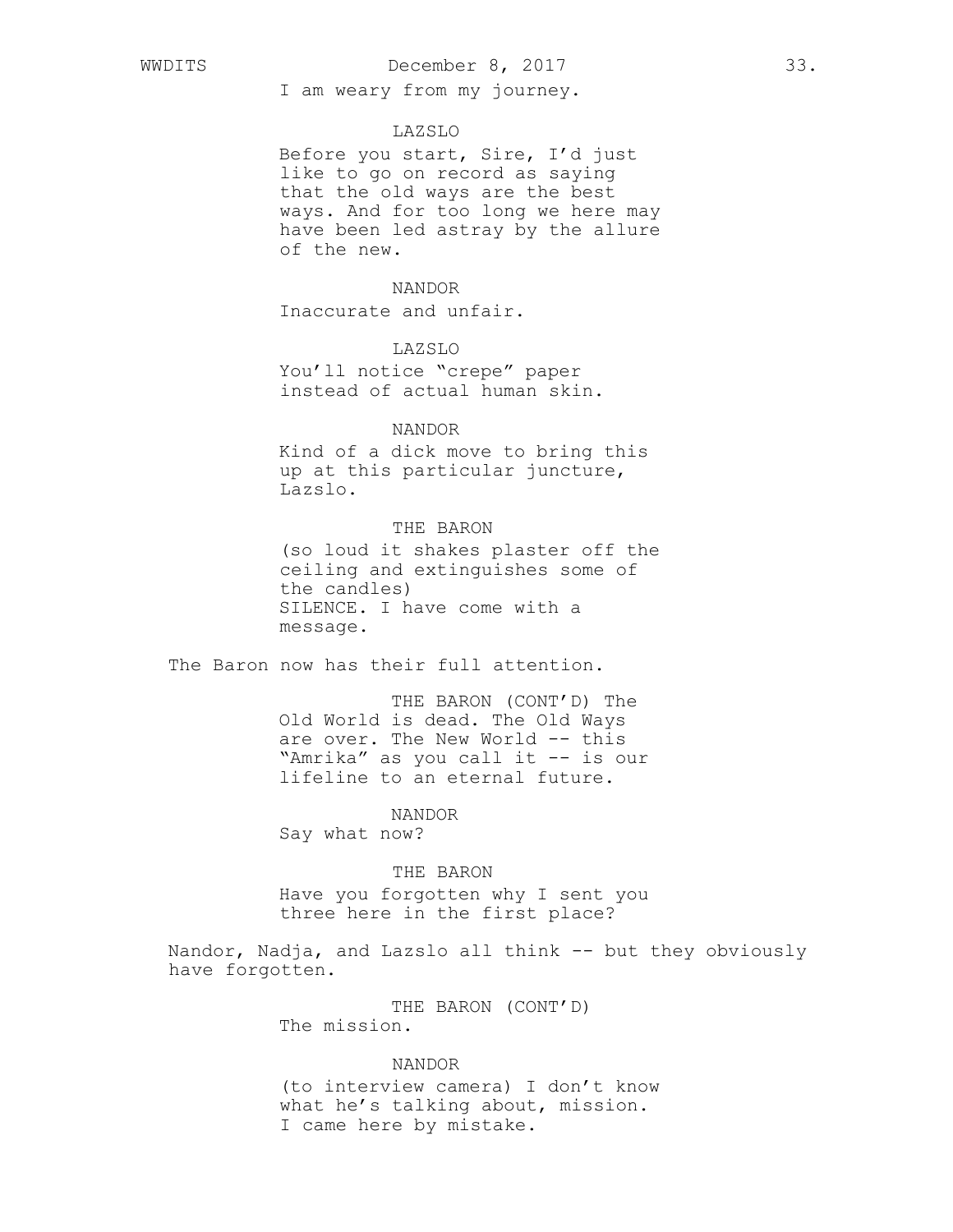I am weary from my journey.

LAZSLO

Before you start, Sire, I'd just like to go on record as saying that the old ways are the best ways. And for too long we here may have been led astray by the allure of the new.

NANDOR

Inaccurate and unfair.

LAZSLO

You'll notice "crepe" paper instead of actual human skin.

NANDOR

Kind of a dick move to bring this up at this particular juncture, Lazslo.

THE BARON

(so loud it shakes plaster off the ceiling and extinguishes some of the candles)
SILENCE. I have come with a message.

The Baron now has their full attention.

THE BARON (CONT'D) The Old World is dead. The Old Ways are over. The New World -- this "Amrika" as you call it -- is our lifeline to an eternal future.

NANDOR

Say what now?

THE BARON

Have you forgotten why I sent you three here in the first place?

Nandor, Nadja, and Lazslo all think -- but they obviously have forgotten.

THE BARON (CONT'D)

The mission.

NANDOR

(to interview camera) I don't know what he's talking about, mission. I came here by mistake.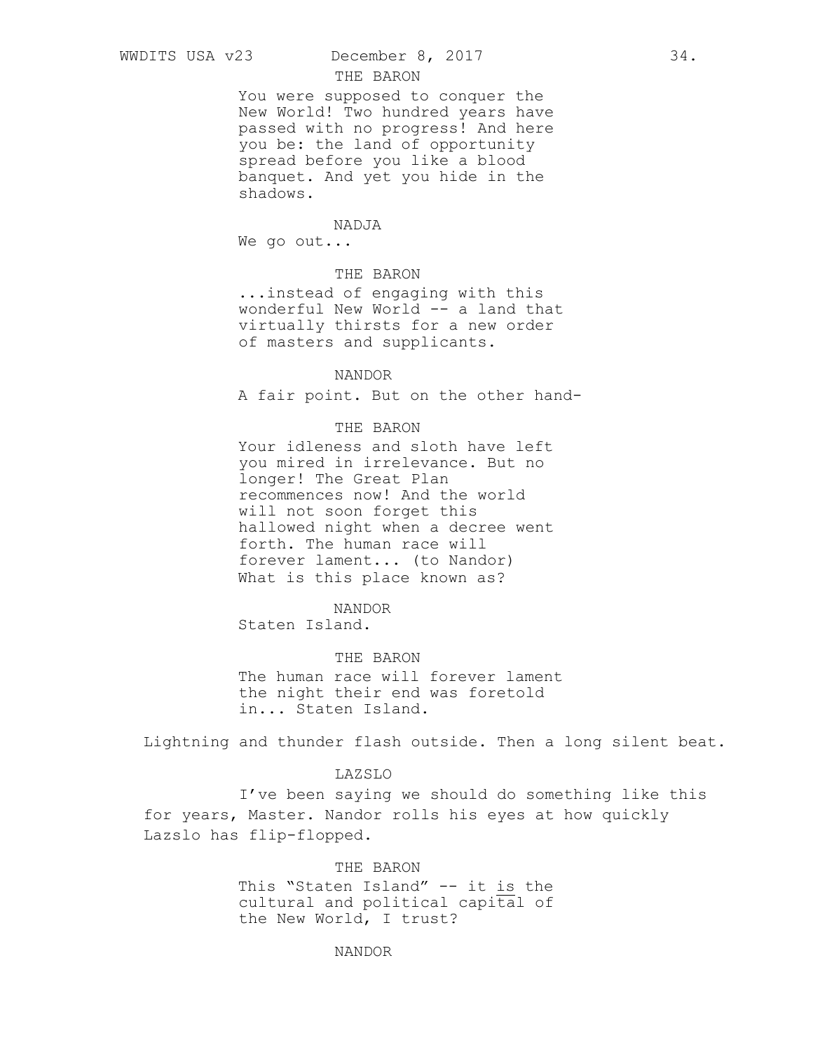THE BARON

You were supposed to conquer the New World! Two hundred years have passed with no progress! And here you be: the land of opportunity spread before you like a blood banquet. And yet you hide in the shadows.

NADJA

We go out...

THE BARON

...instead of engaging with this wonderful New World -- a land that virtually thirsts for a new order of masters and supplicants.

NANDOR

A fair point. But on the other hand-

THE BARON

Your idleness and sloth have left you mired in irrelevance. But no longer! The Great Plan recommences now! And the world will not soon forget this hallowed night when a decree went forth. The human race will forever lament... (to Nandor) What is this place known as?

NANDOR

Staten Island.

THE BARON

The human race will forever lament the night their end was foretold in... Staten Island.

Lightning and thunder flash outside. Then a long silent beat.

LAZSLO

I've been saying we should do something like this for years, Master. Nandor rolls his eyes at how quickly Lazslo has flip-flopped.

THE BARON

This "Staten Island" -- it <u>is</u> the cultural and political capital of the New World, I trust?

NANDOR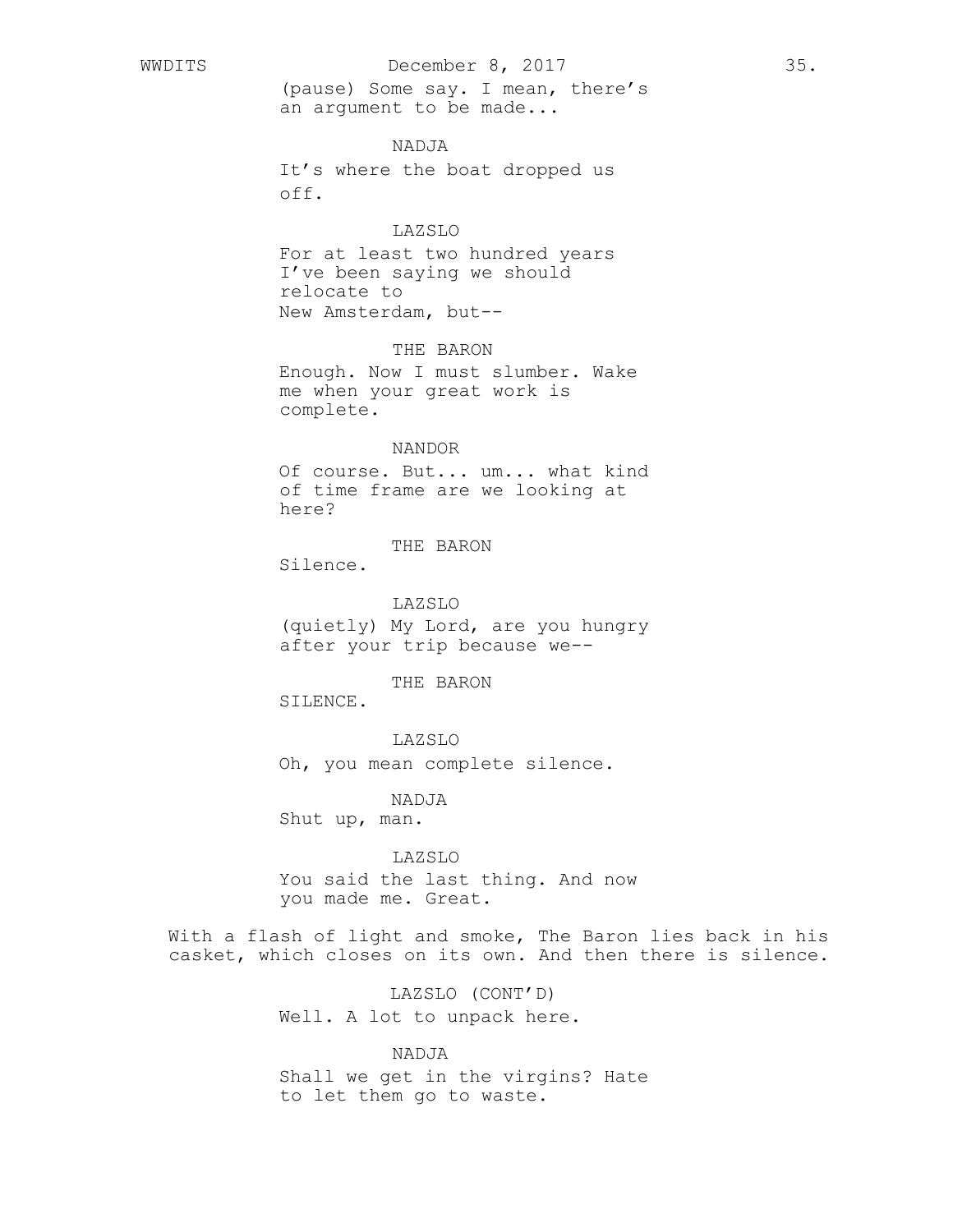(pause) Some say. I mean, there's an argument to be made...

NADJA

It's where the boat dropped us off.

LAZSLO

For at least two hundred years I've been saying we should relocate to New Amsterdam, but--

THE BARON

Enough. Now I must slumber. Wake me when your great work is complete.

NANDOR

Of course. But... um... what kind of time frame are we looking at here?

THE BARON

Silence.

LAZSLO

(quietly) My Lord, are you hungry after your trip because we--

THE BARON

SILENCE.

LAZSLO

Oh, you mean complete silence.

NADJA

Shut up, man.

LAZSLO

You said the last thing. And now you made me. Great.

With a flash of light and smoke, The Baron lies back in his casket, which closes on its own. And then there is silence.

LAZSLO (CONT'D)

Well. A lot to unpack here.

NADJA

Shall we get in the virgins? Hate to let them go to waste.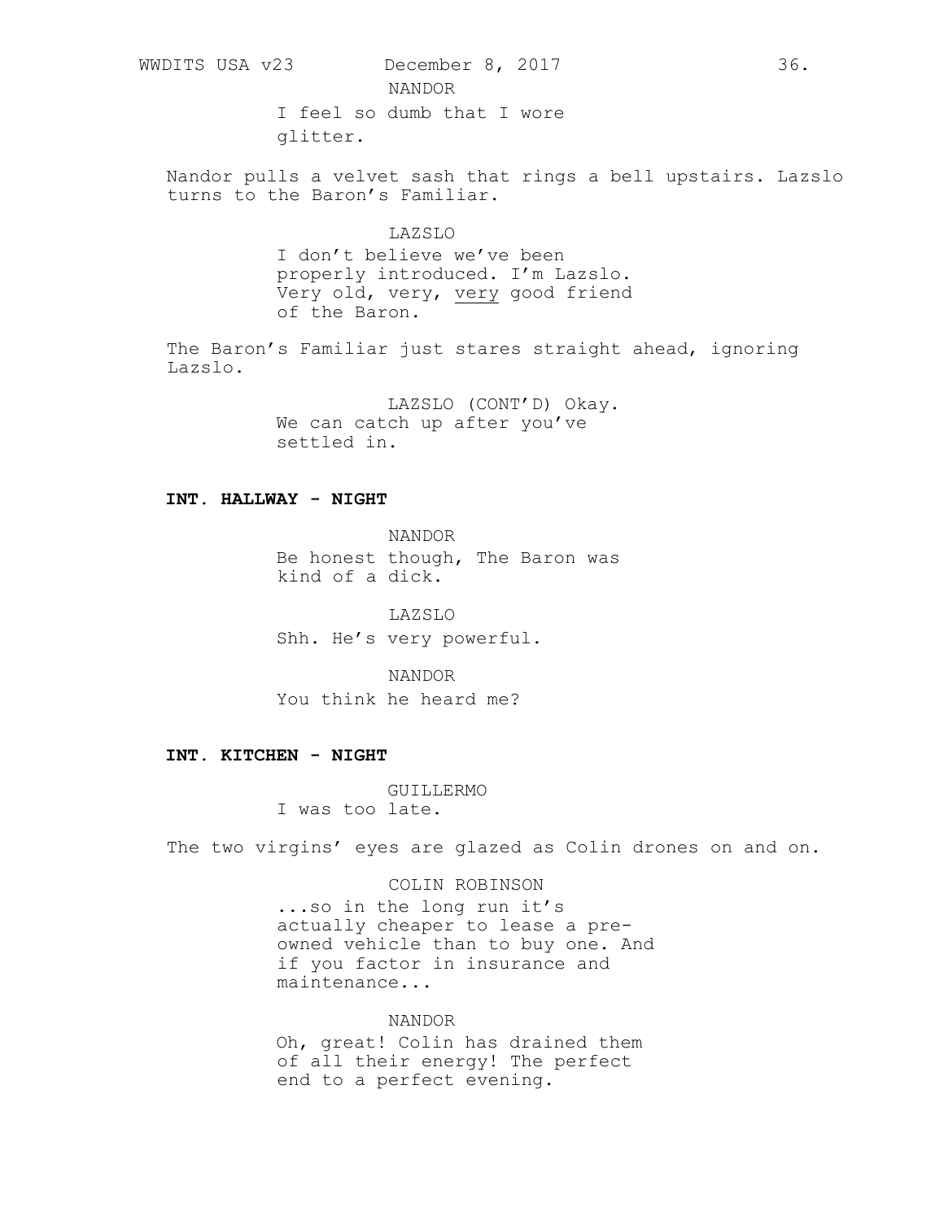NANDOR

I feel so dumb that I wore glitter.

Nandor pulls a velvet sash that rings a bell upstairs. Lazslo turns to the Baron's Familiar.

LAZSLO

I don't believe we've been properly introduced. I'm Lazslo. Very old, very, <u>very</u> good friend of the Baron.

The Baron's Familiar just stares straight ahead, ignoring Lazslo.

LAZSLO (CONT'D) Okay.
We can catch up after you've settled in.

**INT. HALLWAY - NIGHT**

NANDOR

Be honest though, The Baron was kind of a dick.

LAZSLO

Shh. He's very powerful.

NANDOR

You think he heard me?

**INT. KITCHEN - NIGHT**

GUILLERMO

I was too late.

The two virgins' eyes are glazed as Colin drones on and on.

COLIN ROBINSON

...so in the long run it's actually cheaper to lease a pre-owned vehicle than to buy one. And if you factor in insurance and maintenance...

NANDOR

Oh, great! Colin has drained them of all their energy! The perfect end to a perfect evening.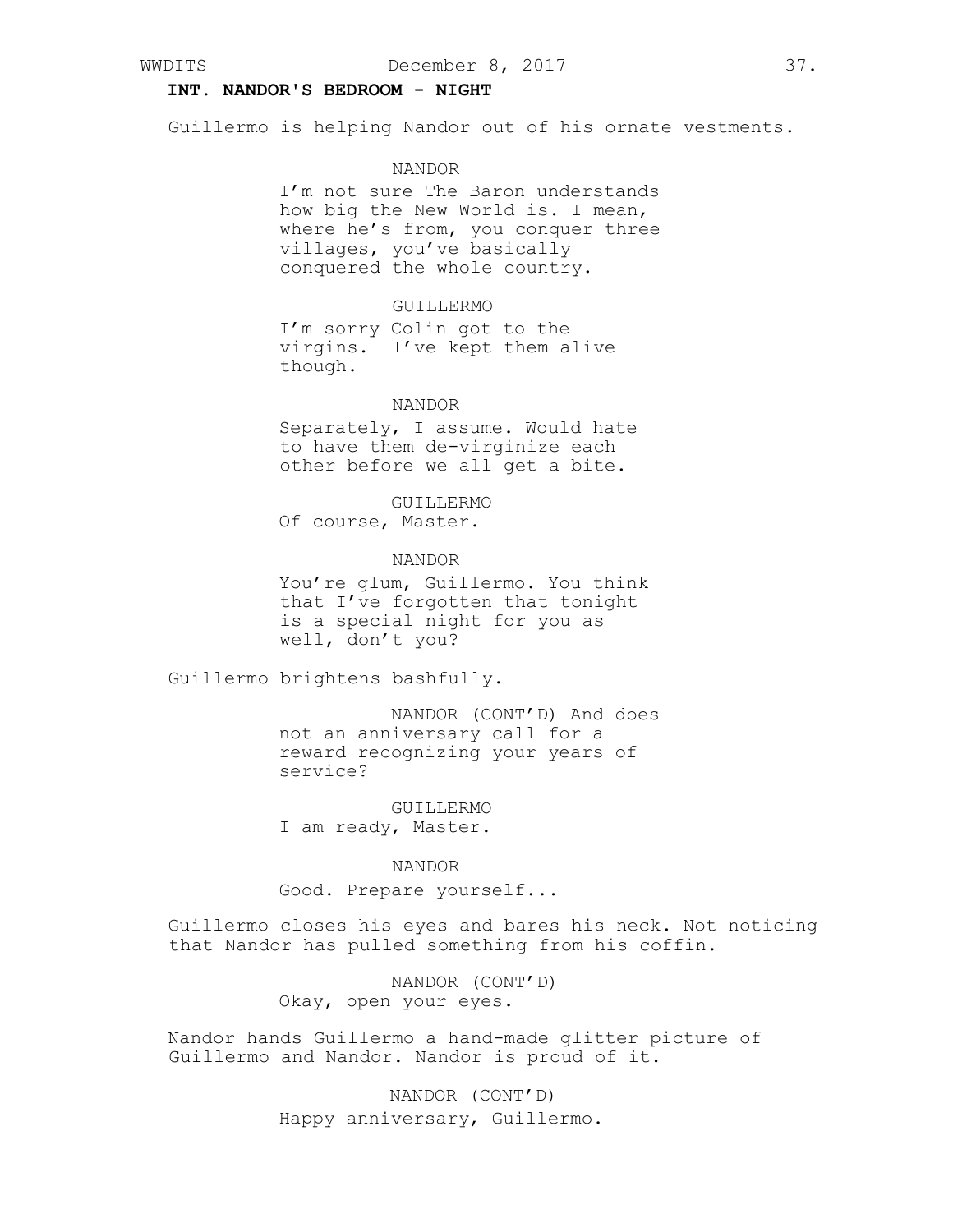**INT. NANDOR'S BEDROOM - NIGHT**

Guillermo is helping Nandor out of his ornate vestments.

NANDOR

I'm not sure The Baron understands how big the New World is. I mean, where he's from, you conquer three villages, you've basically conquered the whole country.

GUILLERMO

I'm sorry Colin got to the virgins. I've kept them alive though.

NANDOR

Separately, I assume. Would hate to have them de-virginize each other before we all get a bite.

GUILLERMO

Of course, Master.

NANDOR

You're glum, Guillermo. You think that I've forgotten that tonight is a special night for you as well, don't you?

Guillermo brightens bashfully.

NANDOR (CONT'D) And does not an anniversary call for a reward recognizing your years of service?

GUILLERMO

I am ready, Master.

NANDOR

Good. Prepare yourself...

Guillermo closes his eyes and bares his neck. Not noticing that Nandor has pulled something from his coffin.

NANDOR (CONT'D)

Okay, open your eyes.

Nandor hands Guillermo a hand-made glitter picture of Guillermo and Nandor. Nandor is proud of it.

NANDOR (CONT'D)

Happy anniversary, Guillermo.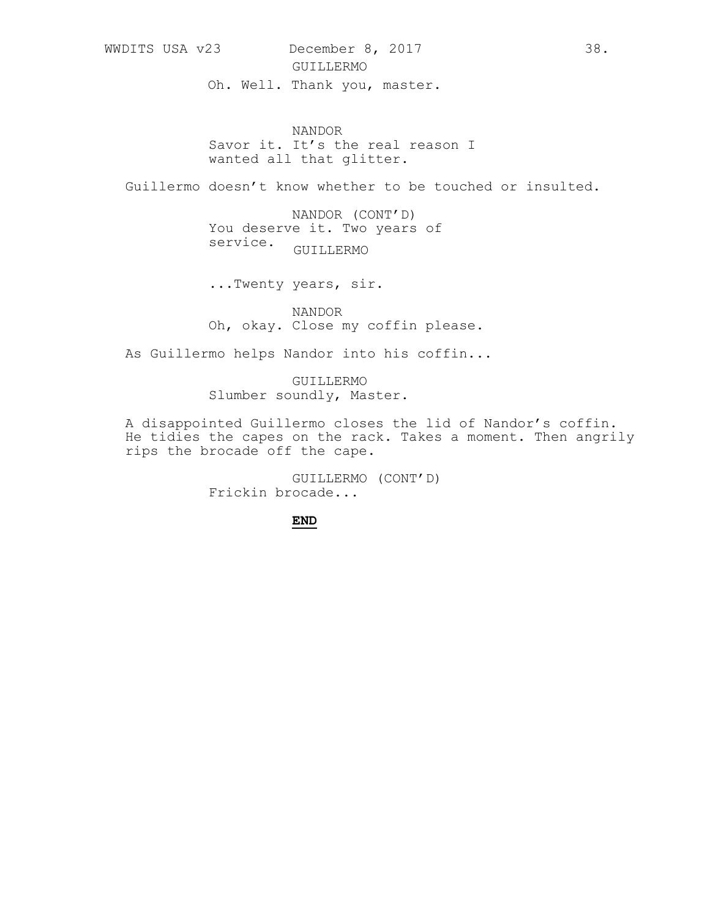GUILLERMO

Oh. Well. Thank you, master.

NANDOR

Savor it. It's the real reason I wanted all that glitter.

Guillermo doesn't know whether to be touched or insulted.

NANDOR (CONT'D)

You deserve it. Two years of service.

GUILLERMO

...Twenty years, sir.

NANDOR

Oh, okay. Close my coffin please.

As Guillermo helps Nandor into his coffin...

GUILLERMO

Slumber soundly, Master.

A disappointed Guillermo closes the lid of Nandor's coffin. He tidies the capes on the rack. Takes a moment. Then angrily rips the brocade off the cape.

GUILLERMO (CONT'D)

Frickin brocade...

**END**